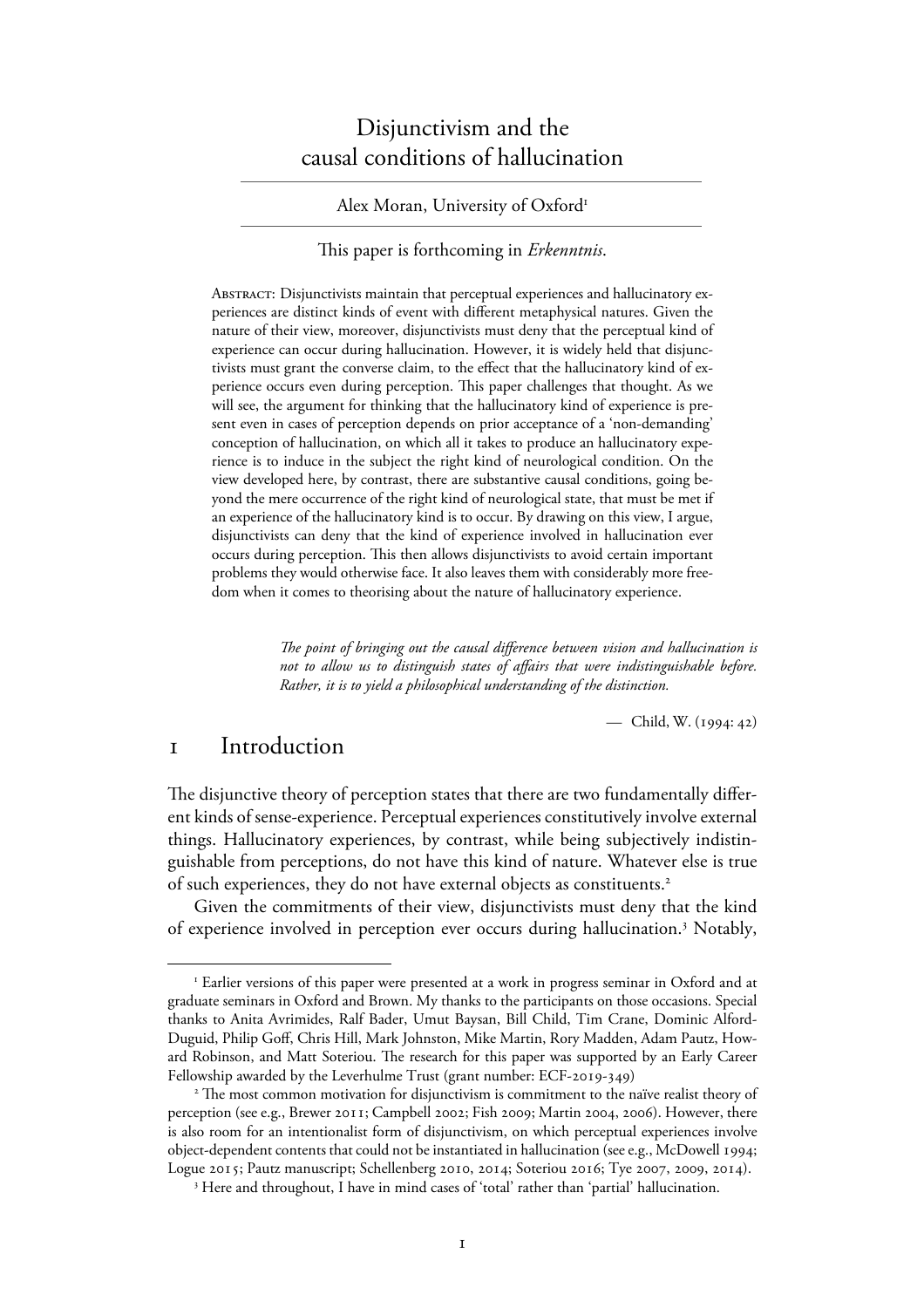# Disjunctivism and the causal conditions of hallucination

Alex Moran, University of Oxford[1]

This paper is forthcoming in *Erkenntnis*.

Abstract: Disjunctivists maintain that perceptual experiences and hallucinatory experiences are distinct kinds of event with different metaphysical natures. Given the nature of their view, moreover, disjunctivists must deny that the perceptual kind of experience can occur during hallucination. However, it is widely held that disjunctivists must grant the converse claim, to the effect that the hallucinatory kind of experience occurs even during perception. This paper challenges that thought. As we will see, the argument for thinking that the hallucinatory kind of experience is present even in cases of perception depends on prior acceptance of a 'non-demanding' conception of hallucination, on which all it takes to produce an hallucinatory experience is to induce in the subject the right kind of neurological condition. On the view developed here, by contrast, there are substantive causal conditions, going beyond the mere occurrence of the right kind of neurological state, that must be met if an experience of the hallucinatory kind is to occur. By drawing on this view, I argue, disjunctivists can deny that the kind of experience involved in hallucination ever occurs during perception. This then allows disjunctivists to avoid certain important problems they would otherwise face. It also leaves them with considerably more freedom when it comes to theorising about the nature of hallucinatory experience.

> *The point of bringing out the causal difference between vision and hallucination is not to allow us to distinguish states of affairs that were indistinguishable before. Rather, it is to yield a philosophical understanding of the distinction.*
>
> — Child, W. (1994: 42)

## 1 Introduction

The disjunctive theory of perception states that there are two fundamentally different kinds of sense-experience. Perceptual experiences constitutively involve external things. Hallucinatory experiences, by contrast, while being subjectively indistinguishable from perceptions, do not have this kind of nature. Whatever else is true of such experiences, they do not have external objects as constituents.[2]

Given the commitments of their view, disjunctivists must deny that the kind of experience involved in perception ever occurs during hallucination.[3] Notably,

---

[1] Earlier versions of this paper were presented at a work in progress seminar in Oxford and at graduate seminars in Oxford and Brown. My thanks to the participants on those occasions. Special thanks to Anita Avrimides, Ralf Bader, Umut Baysan, Bill Child, Tim Crane, Dominic Alford-Duguid, Philip Goff, Chris Hill, Mark Johnston, Mike Martin, Rory Madden, Adam Pautz, Howard Robinson, and Matt Soteriou. The research for this paper was supported by an Early Career Fellowship awarded by the Leverhulme Trust (grant number: ECF-2019-349)

[2] The most common motivation for disjunctivism is commitment to the naïve realist theory of perception (see e.g., Brewer 2011; Campbell 2002; Fish 2009; Martin 2004, 2006). However, there is also room for an intentionalist form of disjunctivism, on which perceptual experiences involve object-dependent contents that could not be instantiated in hallucination (see e.g., McDowell 1994; Logue 2015; Pautz manuscript; Schellenberg 2010, 2014; Soteriou 2016; Tye 2007, 2009, 2014).

[3] Here and throughout, I have in mind cases of 'total' rather than 'partial' hallucination.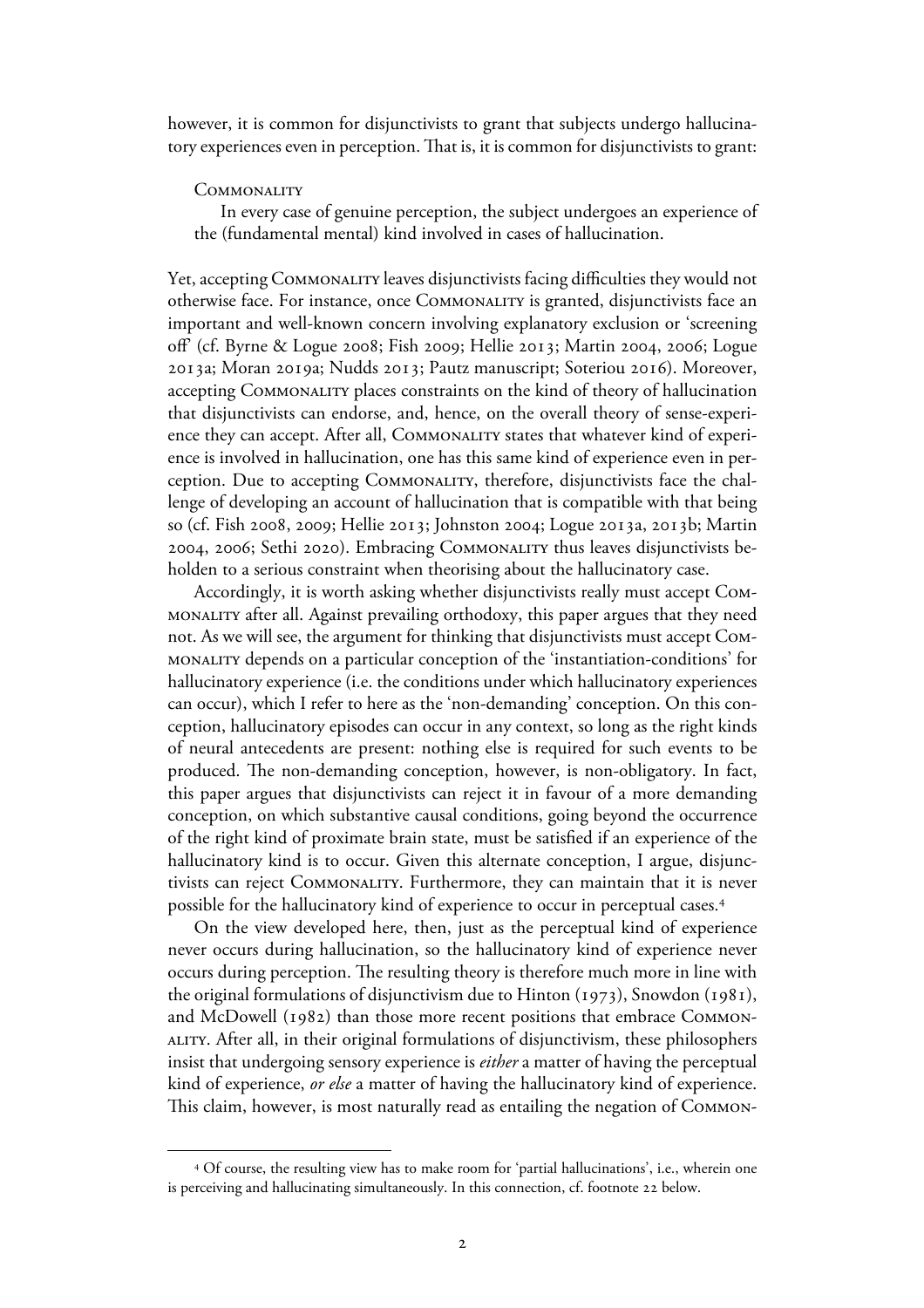however, it is common for disjunctivists to grant that subjects undergo hallucinatory experiences even in perception. That is, it is common for disjunctivists to grant:

COMMONALITY

In every case of genuine perception, the subject undergoes an experience of the (fundamental mental) kind involved in cases of hallucination.

Yet, accepting COMMONALITY leaves disjunctivists facing difficulties they would not otherwise face. For instance, once COMMONALITY is granted, disjunctivists face an important and well-known concern involving explanatory exclusion or 'screening off' (cf. Byrne & Logue 2008; Fish 2009; Hellie 2013; Martin 2004, 2006; Logue 2013a; Moran 2019a; Nudds 2013; Pautz manuscript; Soteriou 2016). Moreover, accepting COMMONALITY places constraints on the kind of theory of hallucination that disjunctivists can endorse, and, hence, on the overall theory of sense-experience they can accept. After all, COMMONALITY states that whatever kind of experience is involved in hallucination, one has this same kind of experience even in perception. Due to accepting COMMONALITY, therefore, disjunctivists face the challenge of developing an account of hallucination that is compatible with that being so (cf. Fish 2008, 2009; Hellie 2013; Johnston 2004; Logue 2013a, 2013b; Martin 2004, 2006; Sethi 2020). Embracing COMMONALITY thus leaves disjunctivists beholden to a serious constraint when theorising about the hallucinatory case.

Accordingly, it is worth asking whether disjunctivists really must accept COMMONALITY after all. Against prevailing orthodoxy, this paper argues that they need not. As we will see, the argument for thinking that disjunctivists must accept COMMONALITY depends on a particular conception of the 'instantiation-conditions' for hallucinatory experience (i.e. the conditions under which hallucinatory experiences can occur), which I refer to here as the 'non-demanding' conception. On this conception, hallucinatory episodes can occur in any context, so long as the right kinds of neural antecedents are present: nothing else is required for such events to be produced. The non-demanding conception, however, is non-obligatory. In fact, this paper argues that disjunctivists can reject it in favour of a more demanding conception, on which substantive causal conditions, going beyond the occurrence of the right kind of proximate brain state, must be satisfied if an experience of the hallucinatory kind is to occur. Given this alternate conception, I argue, disjunctivists can reject COMMONALITY. Furthermore, they can maintain that it is never possible for the hallucinatory kind of experience to occur in perceptual cases.[4]

On the view developed here, then, just as the perceptual kind of experience never occurs during hallucination, so the hallucinatory kind of experience never occurs during perception. The resulting theory is therefore much more in line with the original formulations of disjunctivism due to Hinton (1973), Snowdon (1981), and McDowell (1982) than those more recent positions that embrace COMMONALITY. After all, in their original formulations of disjunctivism, these philosophers insist that undergoing sensory experience is *either* a matter of having the perceptual kind of experience, *or else* a matter of having the hallucinatory kind of experience. This claim, however, is most naturally read as entailing the negation of COMMON-

[4] Of course, the resulting view has to make room for 'partial hallucinations', i.e., wherein one is perceiving and hallucinating simultaneously. In this connection, cf. footnote 22 below.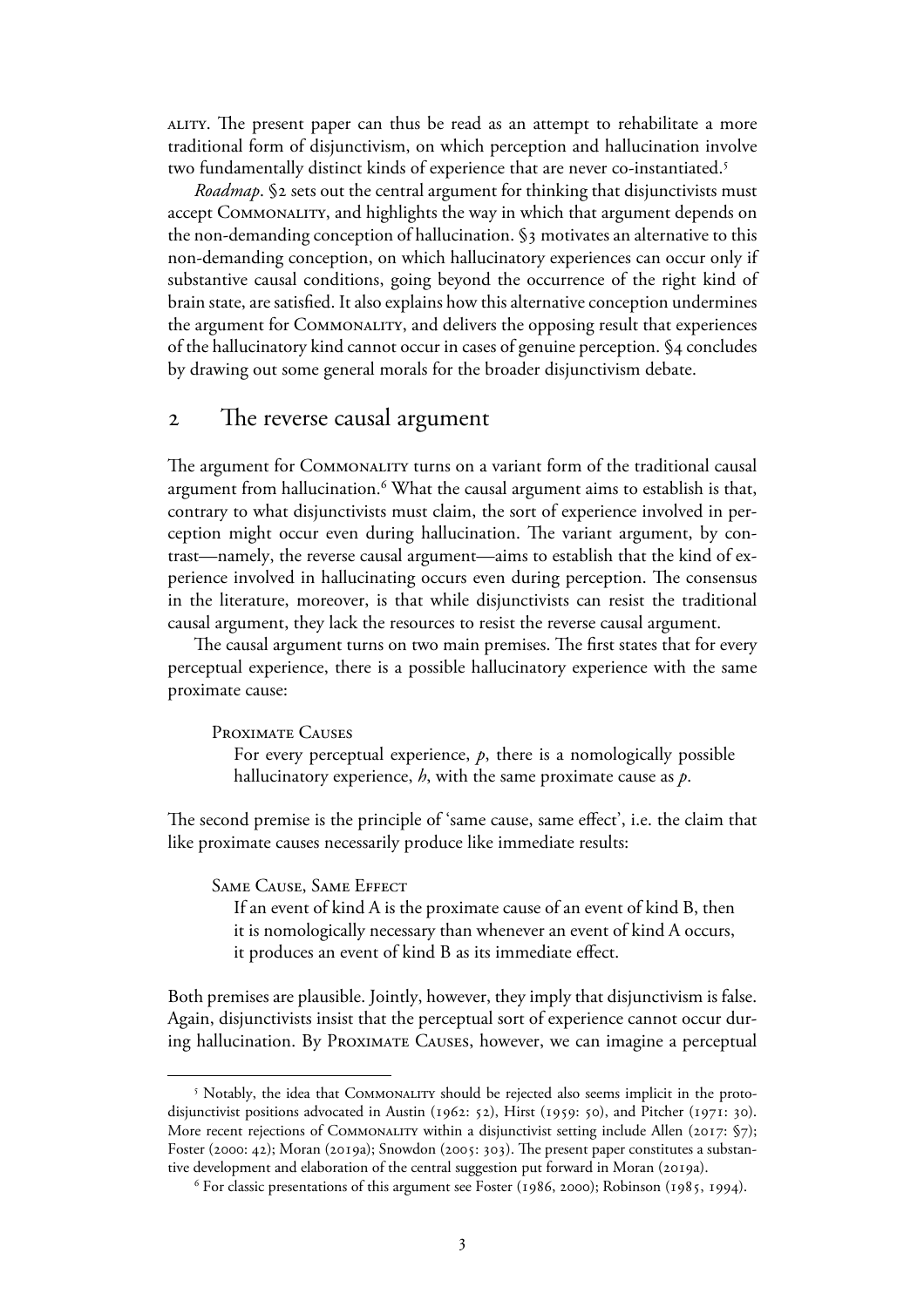ality. The present paper can thus be read as an attempt to rehabilitate a more traditional form of disjunctivism, on which perception and hallucination involve two fundamentally distinct kinds of experience that are never co-instantiated.[5]

*Roadmap*. §2 sets out the central argument for thinking that disjunctivists must accept Commonality, and highlights the way in which that argument depends on the non-demanding conception of hallucination. §3 motivates an alternative to this non-demanding conception, on which hallucinatory experiences can occur only if substantive causal conditions, going beyond the occurrence of the right kind of brain state, are satisfied. It also explains how this alternative conception undermines the argument for Commonality, and delivers the opposing result that experiences of the hallucinatory kind cannot occur in cases of genuine perception. §4 concludes by drawing out some general morals for the broader disjunctivism debate.

## 2 The reverse causal argument

The argument for Commonality turns on a variant form of the traditional causal argument from hallucination.[6] What the causal argument aims to establish is that, contrary to what disjunctivists must claim, the sort of experience involved in perception might occur even during hallucination. The variant argument, by contrast—namely, the reverse causal argument—aims to establish that the kind of experience involved in hallucinating occurs even during perception. The consensus in the literature, moreover, is that while disjunctivists can resist the traditional causal argument, they lack the resources to resist the reverse causal argument.

The causal argument turns on two main premises. The first states that for every perceptual experience, there is a possible hallucinatory experience with the same proximate cause:

> Proximate Causes
>
> For every perceptual experience, $p$, there is a nomologically possible hallucinatory experience, $h$, with the same proximate cause as $p$.

The second premise is the principle of 'same cause, same effect', i.e. the claim that like proximate causes necessarily produce like immediate results:

> Same Cause, Same Effect
>
> If an event of kind A is the proximate cause of an event of kind B, then it is nomologically necessary than whenever an event of kind A occurs, it produces an event of kind B as its immediate effect.

Both premises are plausible. Jointly, however, they imply that disjunctivism is false. Again, disjunctivists insist that the perceptual sort of experience cannot occur during hallucination. By Proximate Causes, however, we can imagine a perceptual

---

[5] Notably, the idea that Commonality should be rejected also seems implicit in the proto-disjunctivist positions advocated in Austin (1962: 52), Hirst (1959: 50), and Pitcher (1971: 30). More recent rejections of Commonality within a disjunctivist setting include Allen (2017: §7); Foster (2000: 42); Moran (2019a); Snowdon (2005: 303). The present paper constitutes a substantive development and elaboration of the central suggestion put forward in Moran (2019a).

[6] For classic presentations of this argument see Foster (1986, 2000); Robinson (1985, 1994).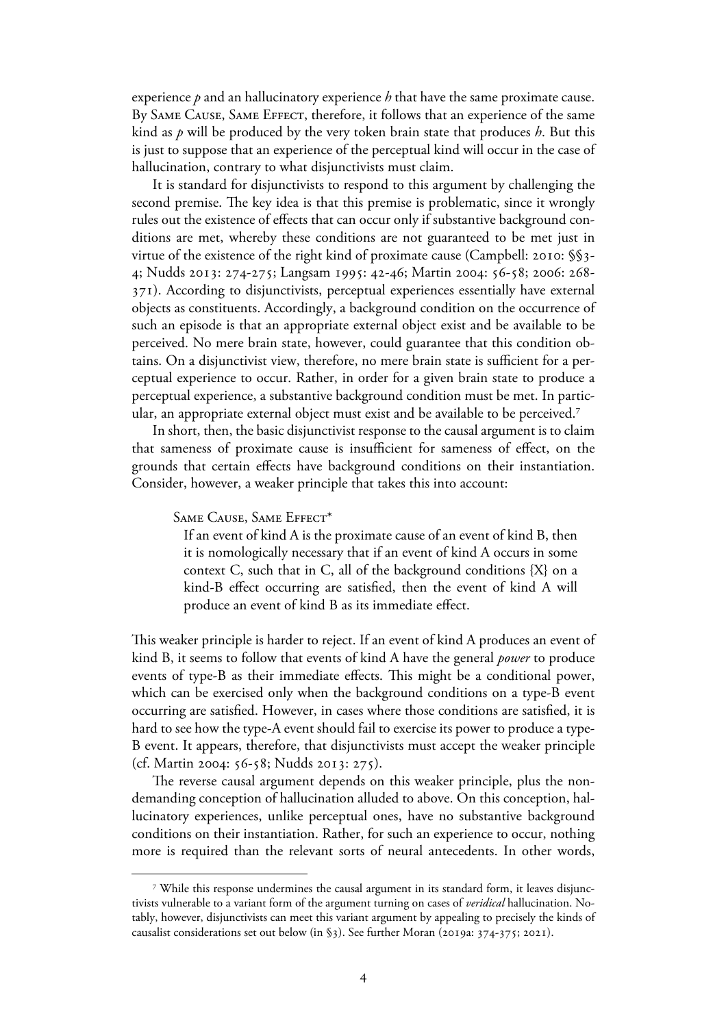experience *p* and an hallucinatory experience *h* that have the same proximate cause. By Same Cause, Same Effect, therefore, it follows that an experience of the same kind as *p* will be produced by the very token brain state that produces *h*. But this is just to suppose that an experience of the perceptual kind will occur in the case of hallucination, contrary to what disjunctivists must claim.

It is standard for disjunctivists to respond to this argument by challenging the second premise. The key idea is that this premise is problematic, since it wrongly rules out the existence of effects that can occur only if substantive background conditions are met, whereby these conditions are not guaranteed to be met just in virtue of the existence of the right kind of proximate cause (Campbell: 2010: §§3-4; Nudds 2013: 274-275; Langsam 1995: 42-46; Martin 2004: 56-58; 2006: 268-371). According to disjunctivists, perceptual experiences essentially have external objects as constituents. Accordingly, a background condition on the occurrence of such an episode is that an appropriate external object exist and be available to be perceived. No mere brain state, however, could guarantee that this condition obtains. On a disjunctivist view, therefore, no mere brain state is sufficient for a perceptual experience to occur. Rather, in order for a given brain state to produce a perceptual experience, a substantive background condition must be met. In particular, an appropriate external object must exist and be available to be perceived.[7]

In short, then, the basic disjunctivist response to the causal argument is to claim that sameness of proximate cause is insufficient for sameness of effect, on the grounds that certain effects have background conditions on their instantiation. Consider, however, a weaker principle that takes this into account:

> Same Cause, Same Effect*
>
> If an event of kind A is the proximate cause of an event of kind B, then it is nomologically necessary that if an event of kind A occurs in some context C, such that in C, all of the background conditions {X} on a kind-B effect occurring are satisfied, then the event of kind A will produce an event of kind B as its immediate effect.

This weaker principle is harder to reject. If an event of kind A produces an event of kind B, it seems to follow that events of kind A have the general *power* to produce events of type-B as their immediate effects. This might be a conditional power, which can be exercised only when the background conditions on a type-B event occurring are satisfied. However, in cases where those conditions are satisfied, it is hard to see how the type-A event should fail to exercise its power to produce a type-B event. It appears, therefore, that disjunctivists must accept the weaker principle (cf. Martin 2004: 56-58; Nudds 2013: 275).

The reverse causal argument depends on this weaker principle, plus the non-demanding conception of hallucination alluded to above. On this conception, hallucinatory experiences, unlike perceptual ones, have no substantive background conditions on their instantiation. Rather, for such an experience to occur, nothing more is required than the relevant sorts of neural antecedents. In other words,

[7] While this response undermines the causal argument in its standard form, it leaves disjunctivists vulnerable to a variant form of the argument turning on cases of *veridical* hallucination. Notably, however, disjunctivists can meet this variant argument by appealing to precisely the kinds of causalist considerations set out below (in §3). See further Moran (2019a: 374-375; 2021).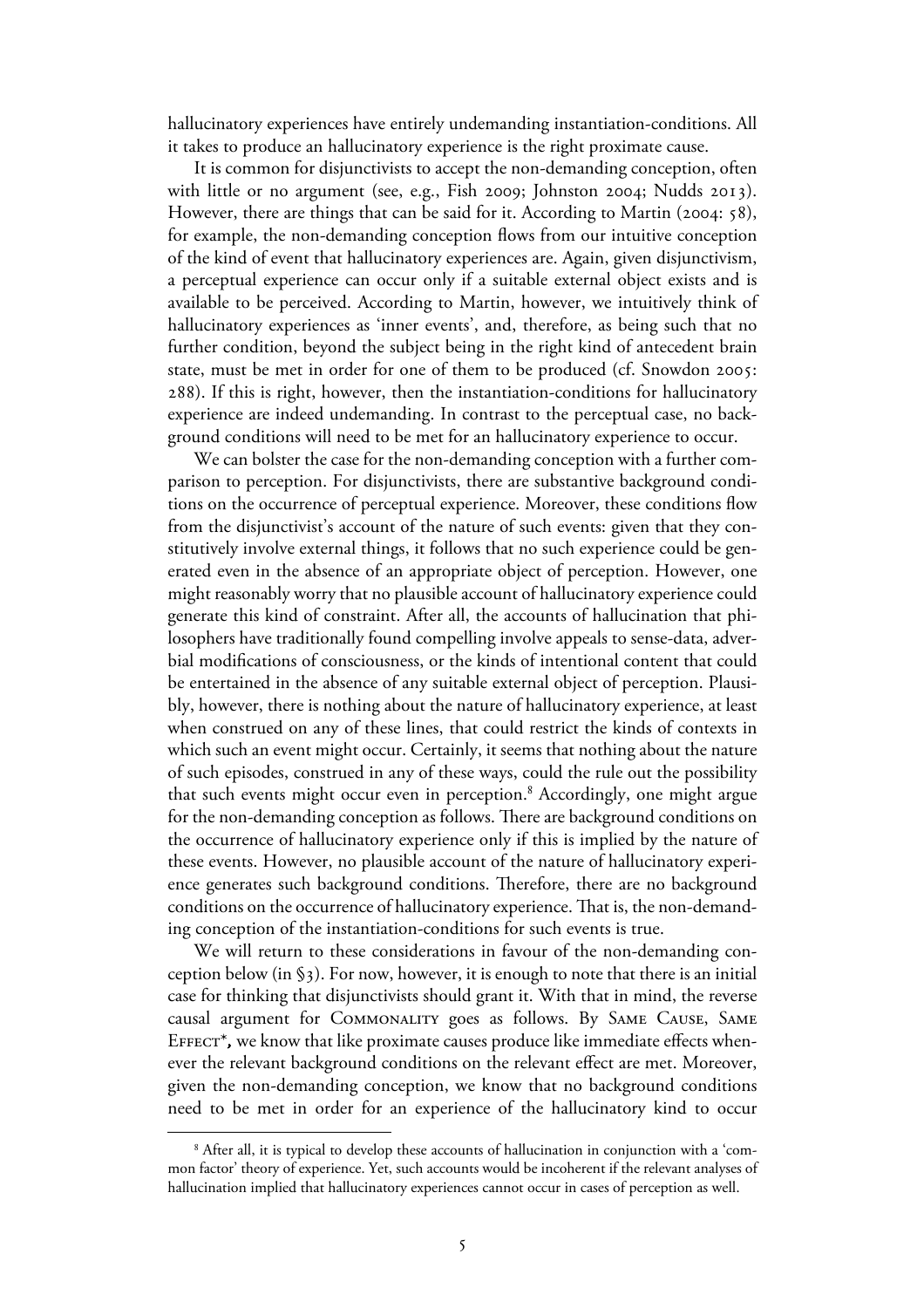hallucinatory experiences have entirely undemanding instantiation-conditions. All it takes to produce an hallucinatory experience is the right proximate cause.

It is common for disjunctivists to accept the non-demanding conception, often with little or no argument (see, e.g., Fish 2009; Johnston 2004; Nudds 2013). However, there are things that can be said for it. According to Martin (2004: 58), for example, the non-demanding conception flows from our intuitive conception of the kind of event that hallucinatory experiences are. Again, given disjunctivism, a perceptual experience can occur only if a suitable external object exists and is available to be perceived. According to Martin, however, we intuitively think of hallucinatory experiences as 'inner events', and, therefore, as being such that no further condition, beyond the subject being in the right kind of antecedent brain state, must be met in order for one of them to be produced (cf. Snowdon 2005: 288). If this is right, however, then the instantiation-conditions for hallucinatory experience are indeed undemanding. In contrast to the perceptual case, no background conditions will need to be met for an hallucinatory experience to occur.

We can bolster the case for the non-demanding conception with a further comparison to perception. For disjunctivists, there are substantive background conditions on the occurrence of perceptual experience. Moreover, these conditions flow from the disjunctivist's account of the nature of such events: given that they constitutively involve external things, it follows that no such experience could be generated even in the absence of an appropriate object of perception. However, one might reasonably worry that no plausible account of hallucinatory experience could generate this kind of constraint. After all, the accounts of hallucination that philosophers have traditionally found compelling involve appeals to sense-data, adverbial modifications of consciousness, or the kinds of intentional content that could be entertained in the absence of any suitable external object of perception. Plausibly, however, there is nothing about the nature of hallucinatory experience, at least when construed on any of these lines, that could restrict the kinds of contexts in which such an event might occur. Certainly, it seems that nothing about the nature of such episodes, construed in any of these ways, could the rule out the possibility that such events might occur even in perception.[8] Accordingly, one might argue for the non-demanding conception as follows. There are background conditions on the occurrence of hallucinatory experience only if this is implied by the nature of these events. However, no plausible account of the nature of hallucinatory experience generates such background conditions. Therefore, there are no background conditions on the occurrence of hallucinatory experience. That is, the non-demanding conception of the instantiation-conditions for such events is true.

We will return to these considerations in favour of the non-demanding conception below (in §3). For now, however, it is enough to note that there is an initial case for thinking that disjunctivists should grant it. With that in mind, the reverse causal argument for COMMONALITY goes as follows. By SAME CAUSE, SAME EFFECT*, we know that like proximate causes produce like immediate effects whenever the relevant background conditions on the relevant effect are met. Moreover, given the non-demanding conception, we know that no background conditions need to be met in order for an experience of the hallucinatory kind to occur

[8] After all, it is typical to develop these accounts of hallucination in conjunction with a 'common factor' theory of experience. Yet, such accounts would be incoherent if the relevant analyses of hallucination implied that hallucinatory experiences cannot occur in cases of perception as well.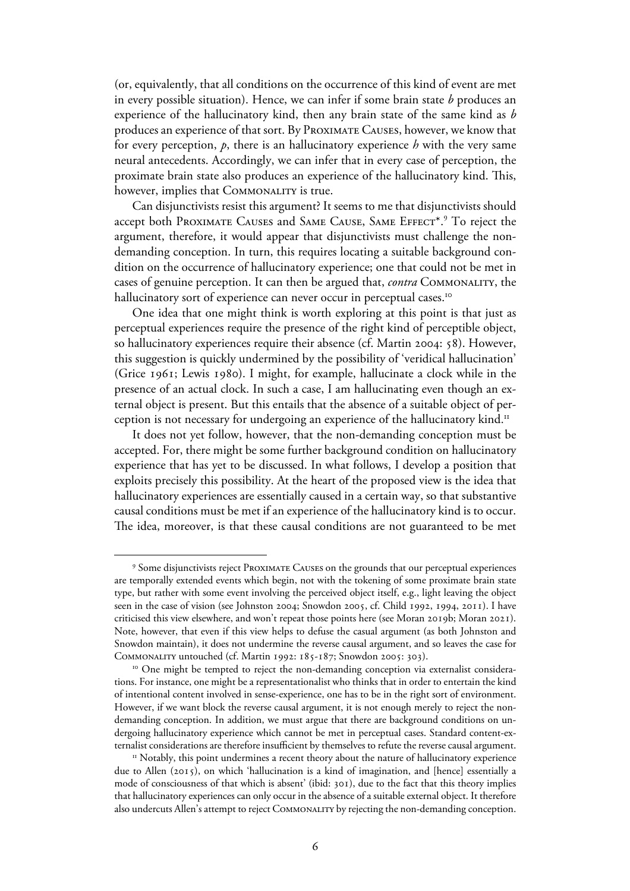(or, equivalently, that all conditions on the occurrence of this kind of event are met in every possible situation). Hence, we can infer if some brain state $b$ produces an experience of the hallucinatory kind, then any brain state of the same kind as $b$ produces an experience of that sort. By Proximate Causes, however, we know that for every perception, $p$, there is an hallucinatory experience $h$ with the very same neural antecedents. Accordingly, we can infer that in every case of perception, the proximate brain state also produces an experience of the hallucinatory kind. This, however, implies that Commonality is true.

Can disjunctivists resist this argument? It seems to me that disjunctivists should accept both Proximate Causes and Same Cause, Same Effect*.[9] To reject the argument, therefore, it would appear that disjunctivists must challenge the non-demanding conception. In turn, this requires locating a suitable background condition on the occurrence of hallucinatory experience; one that could not be met in cases of genuine perception. It can then be argued that, *contra* Commonality, the hallucinatory sort of experience can never occur in perceptual cases.[10]

One idea that one might think is worth exploring at this point is that just as perceptual experiences require the presence of the right kind of perceptible object, so hallucinatory experiences require their absence (cf. Martin 2004: 58). However, this suggestion is quickly undermined by the possibility of 'veridical hallucination' (Grice 1961; Lewis 1980). I might, for example, hallucinate a clock while in the presence of an actual clock. In such a case, I am hallucinating even though an external object is present. But this entails that the absence of a suitable object of perception is not necessary for undergoing an experience of the hallucinatory kind.[11]

It does not yet follow, however, that the non-demanding conception must be accepted. For, there might be some further background condition on hallucinatory experience that has yet to be discussed. In what follows, I develop a position that exploits precisely this possibility. At the heart of the proposed view is the idea that hallucinatory experiences are essentially caused in a certain way, so that substantive causal conditions must be met if an experience of the hallucinatory kind is to occur. The idea, moreover, is that these causal conditions are not guaranteed to be met

---

[9] Some disjunctivists reject Proximate Causes on the grounds that our perceptual experiences are temporally extended events which begin, not with the tokening of some proximate brain state type, but rather with some event involving the perceived object itself, e.g., light leaving the object seen in the case of vision (see Johnston 2004; Snowdon 2005, cf. Child 1992, 1994, 2011). I have criticised this view elsewhere, and won't repeat those points here (see Moran 2019b; Moran 2021). Note, however, that even if this view helps to defuse the casual argument (as both Johnston and Snowdon maintain), it does not undermine the reverse causal argument, and so leaves the case for Commonality untouched (cf. Martin 1992: 185-187; Snowdon 2005: 303).

[10] One might be tempted to reject the non-demanding conception via externalist considerations. For instance, one might be a representationalist who thinks that in order to entertain the kind of intentional content involved in sense-experience, one has to be in the right sort of environment. However, if we want block the reverse causal argument, it is not enough merely to reject the non-demanding conception. In addition, we must argue that there are background conditions on undergoing hallucinatory experience which cannot be met in perceptual cases. Standard content-externalist considerations are therefore insufficient by themselves to refute the reverse causal argument.

[11] Notably, this point undermines a recent theory about the nature of hallucinatory experience due to Allen (2015), on which 'hallucination is a kind of imagination, and [hence] essentially a mode of consciousness of that which is absent' (ibid: 301), due to the fact that this theory implies that hallucinatory experiences can only occur in the absence of a suitable external object. It therefore also undercuts Allen's attempt to reject Commonality by rejecting the non-demanding conception.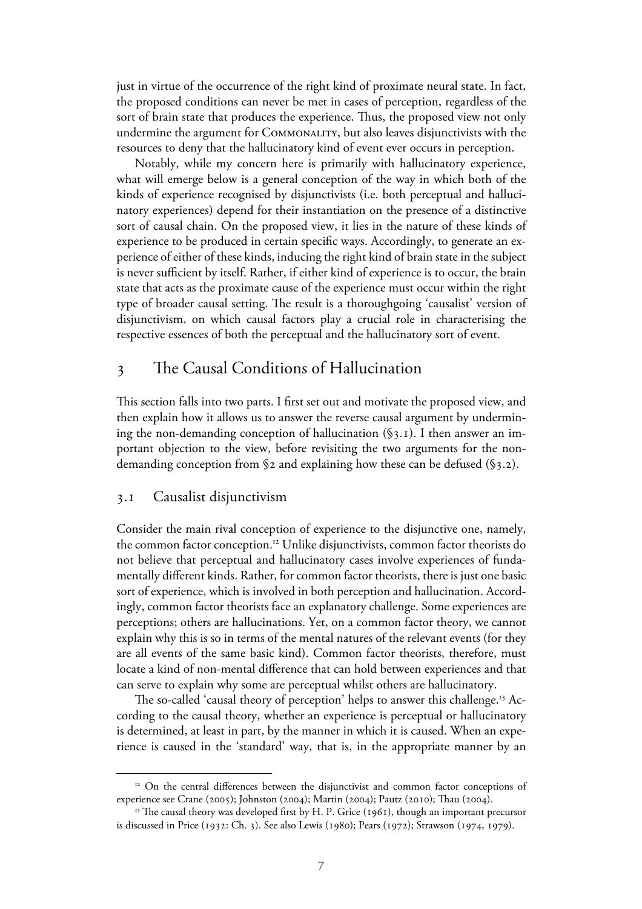just in virtue of the occurrence of the right kind of proximate neural state. In fact, the proposed conditions can never be met in cases of perception, regardless of the sort of brain state that produces the experience. Thus, the proposed view not only undermine the argument for Commonality, but also leaves disjunctivists with the resources to deny that the hallucinatory kind of event ever occurs in perception.

Notably, while my concern here is primarily with hallucinatory experience, what will emerge below is a general conception of the way in which both of the kinds of experience recognised by disjunctivists (i.e. both perceptual and hallucinatory experiences) depend for their instantiation on the presence of a distinctive sort of causal chain. On the proposed view, it lies in the nature of these kinds of experience to be produced in certain specific ways. Accordingly, to generate an experience of either of these kinds, inducing the right kind of brain state in the subject is never sufficient by itself. Rather, if either kind of experience is to occur, the brain state that acts as the proximate cause of the experience must occur within the right type of broader causal setting. The result is a thoroughgoing 'causalist' version of disjunctivism, on which causal factors play a crucial role in characterising the respective essences of both the perceptual and the hallucinatory sort of event.

## 3 The Causal Conditions of Hallucination

This section falls into two parts. I first set out and motivate the proposed view, and then explain how it allows us to answer the reverse causal argument by undermining the non-demanding conception of hallucination (§3.1). I then answer an important objection to the view, before revisiting the two arguments for the non-demanding conception from §2 and explaining how these can be defused (§3.2).

### 3.1 Causalist disjunctivism

Consider the main rival conception of experience to the disjunctive one, namely, the common factor conception.[12] Unlike disjunctivists, common factor theorists do not believe that perceptual and hallucinatory cases involve experiences of fundamentally different kinds. Rather, for common factor theorists, there is just one basic sort of experience, which is involved in both perception and hallucination. Accordingly, common factor theorists face an explanatory challenge. Some experiences are perceptions; others are hallucinations. Yet, on a common factor theory, we cannot explain why this is so in terms of the mental natures of the relevant events (for they are all events of the same basic kind). Common factor theorists, therefore, must locate a kind of non-mental difference that can hold between experiences and that can serve to explain why some are perceptual whilst others are hallucinatory.

The so-called 'causal theory of perception' helps to answer this challenge.[13] According to the causal theory, whether an experience is perceptual or hallucinatory is determined, at least in part, by the manner in which it is caused. When an experience is caused in the 'standard' way, that is, in the appropriate manner by an

[12] On the central differences between the disjunctivist and common factor conceptions of experience see Crane (2005); Johnston (2004); Martin (2004); Pautz (2010); Thau (2004).

[13] The causal theory was developed first by H. P. Grice (1961), though an important precursor is discussed in Price (1932: Ch. 3). See also Lewis (1980); Pears (1972); Strawson (1974, 1979).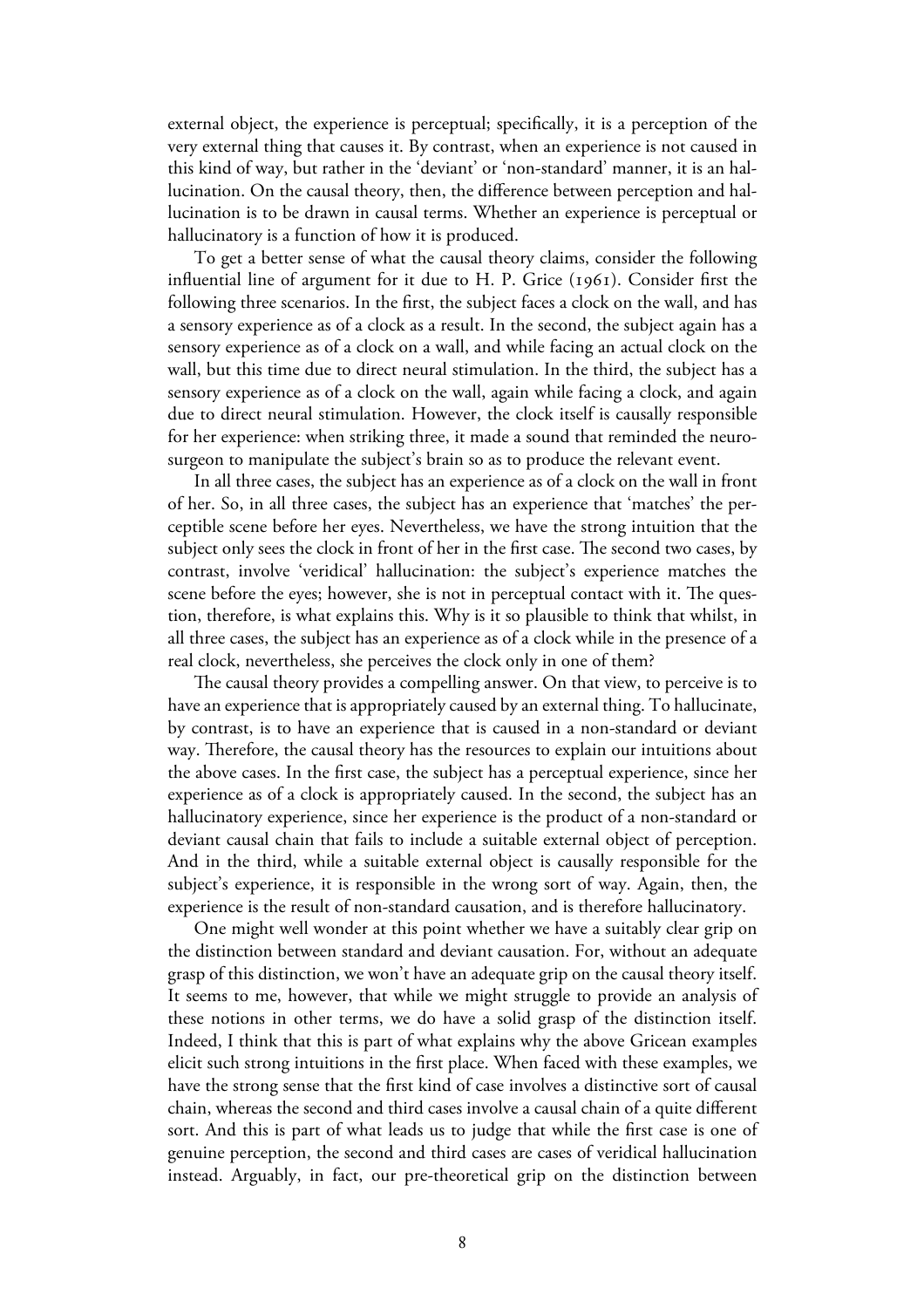external object, the experience is perceptual; specifically, it is a perception of the very external thing that causes it. By contrast, when an experience is not caused in this kind of way, but rather in the 'deviant' or 'non-standard' manner, it is an hallucination. On the causal theory, then, the difference between perception and hallucination is to be drawn in causal terms. Whether an experience is perceptual or hallucinatory is a function of how it is produced.

To get a better sense of what the causal theory claims, consider the following influential line of argument for it due to H. P. Grice (1961). Consider first the following three scenarios. In the first, the subject faces a clock on the wall, and has a sensory experience as of a clock as a result. In the second, the subject again has a sensory experience as of a clock on a wall, and while facing an actual clock on the wall, but this time due to direct neural stimulation. In the third, the subject has a sensory experience as of a clock on the wall, again while facing a clock, and again due to direct neural stimulation. However, the clock itself is causally responsible for her experience: when striking three, it made a sound that reminded the neurosurgeon to manipulate the subject's brain so as to produce the relevant event.

In all three cases, the subject has an experience as of a clock on the wall in front of her. So, in all three cases, the subject has an experience that 'matches' the perceptible scene before her eyes. Nevertheless, we have the strong intuition that the subject only sees the clock in front of her in the first case. The second two cases, by contrast, involve 'veridical' hallucination: the subject's experience matches the scene before the eyes; however, she is not in perceptual contact with it. The question, therefore, is what explains this. Why is it so plausible to think that whilst, in all three cases, the subject has an experience as of a clock while in the presence of a real clock, nevertheless, she perceives the clock only in one of them?

The causal theory provides a compelling answer. On that view, to perceive is to have an experience that is appropriately caused by an external thing. To hallucinate, by contrast, is to have an experience that is caused in a non-standard or deviant way. Therefore, the causal theory has the resources to explain our intuitions about the above cases. In the first case, the subject has a perceptual experience, since her experience as of a clock is appropriately caused. In the second, the subject has an hallucinatory experience, since her experience is the product of a non-standard or deviant causal chain that fails to include a suitable external object of perception. And in the third, while a suitable external object is causally responsible for the subject's experience, it is responsible in the wrong sort of way. Again, then, the experience is the result of non-standard causation, and is therefore hallucinatory.

One might well wonder at this point whether we have a suitably clear grip on the distinction between standard and deviant causation. For, without an adequate grasp of this distinction, we won't have an adequate grip on the causal theory itself. It seems to me, however, that while we might struggle to provide an analysis of these notions in other terms, we do have a solid grasp of the distinction itself. Indeed, I think that this is part of what explains why the above Gricean examples elicit such strong intuitions in the first place. When faced with these examples, we have the strong sense that the first kind of case involves a distinctive sort of causal chain, whereas the second and third cases involve a causal chain of a quite different sort. And this is part of what leads us to judge that while the first case is one of genuine perception, the second and third cases are cases of veridical hallucination instead. Arguably, in fact, our pre-theoretical grip on the distinction between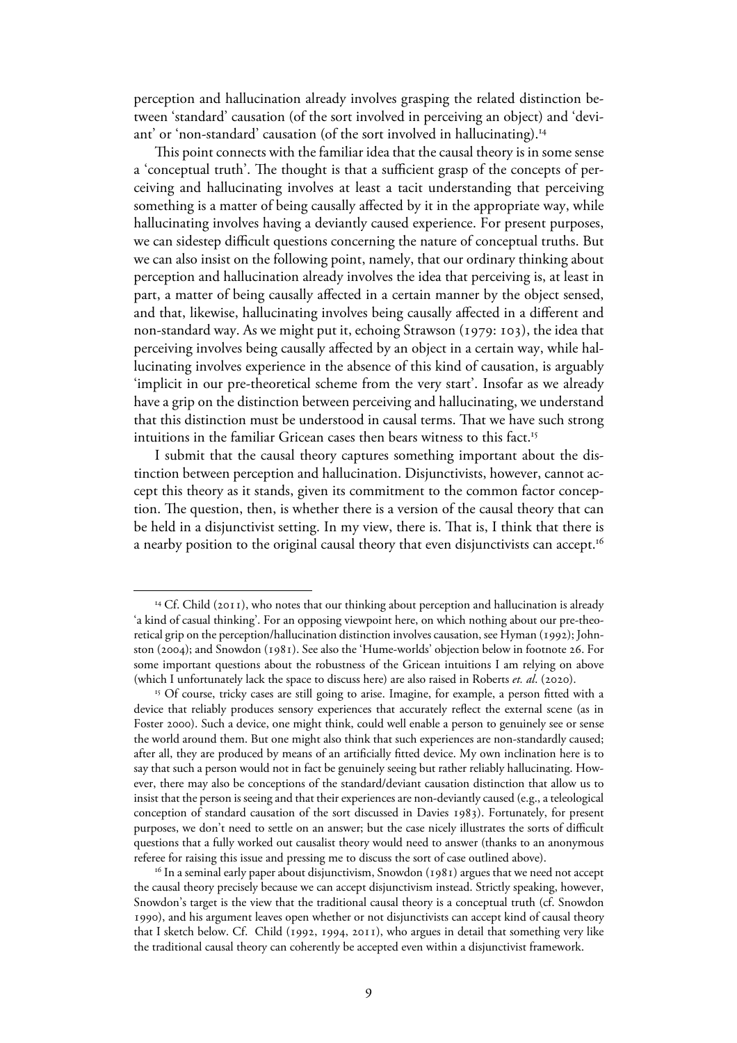perception and hallucination already involves grasping the related distinction between 'standard' causation (of the sort involved in perceiving an object) and 'deviant' or 'non-standard' causation (of the sort involved in hallucinating).[14]

This point connects with the familiar idea that the causal theory is in some sense a 'conceptual truth'. The thought is that a sufficient grasp of the concepts of perceiving and hallucinating involves at least a tacit understanding that perceiving something is a matter of being causally affected by it in the appropriate way, while hallucinating involves having a deviantly caused experience. For present purposes, we can sidestep difficult questions concerning the nature of conceptual truths. But we can also insist on the following point, namely, that our ordinary thinking about perception and hallucination already involves the idea that perceiving is, at least in part, a matter of being causally affected in a certain manner by the object sensed, and that, likewise, hallucinating involves being causally affected in a different and non-standard way. As we might put it, echoing Strawson (1979: 103), the idea that perceiving involves being causally affected by an object in a certain way, while hallucinating involves experience in the absence of this kind of causation, is arguably 'implicit in our pre-theoretical scheme from the very start'. Insofar as we already have a grip on the distinction between perceiving and hallucinating, we understand that this distinction must be understood in causal terms. That we have such strong intuitions in the familiar Gricean cases then bears witness to this fact.[15]

I submit that the causal theory captures something important about the distinction between perception and hallucination. Disjunctivists, however, cannot accept this theory as it stands, given its commitment to the common factor conception. The question, then, is whether there is a version of the causal theory that can be held in a disjunctivist setting. In my view, there is. That is, I think that there is a nearby position to the original causal theory that even disjunctivists can accept.[16]

---

[14] Cf. Child (2011), who notes that our thinking about perception and hallucination is already 'a kind of casual thinking'. For an opposing viewpoint here, on which nothing about our pre-theoretical grip on the perception/hallucination distinction involves causation, see Hyman (1992); Johnston (2004); and Snowdon (1981). See also the 'Hume-worlds' objection below in footnote 26. For some important questions about the robustness of the Gricean intuitions I am relying on above (which I unfortunately lack the space to discuss here) are also raised in Roberts *et. al*. (2020).

[15] Of course, tricky cases are still going to arise. Imagine, for example, a person fitted with a device that reliably produces sensory experiences that accurately reflect the external scene (as in Foster 2000). Such a device, one might think, could well enable a person to genuinely see or sense the world around them. But one might also think that such experiences are non-standardly caused; after all, they are produced by means of an artificially fitted device. My own inclination here is to say that such a person would not in fact be genuinely seeing but rather reliably hallucinating. However, there may also be conceptions of the standard/deviant causation distinction that allow us to insist that the person is seeing and that their experiences are non-deviantly caused (e.g., a teleological conception of standard causation of the sort discussed in Davies 1983). Fortunately, for present purposes, we don't need to settle on an answer; but the case nicely illustrates the sorts of difficult questions that a fully worked out causalist theory would need to answer (thanks to an anonymous referee for raising this issue and pressing me to discuss the sort of case outlined above).

[16] In a seminal early paper about disjunctivism, Snowdon (1981) argues that we need not accept the causal theory precisely because we can accept disjunctivism instead. Strictly speaking, however, Snowdon's target is the view that the traditional causal theory is a conceptual truth (cf. Snowdon 1990), and his argument leaves open whether or not disjunctivists can accept kind of causal theory that I sketch below. Cf. Child (1992, 1994, 2011), who argues in detail that something very like the traditional causal theory can coherently be accepted even within a disjunctivist framework.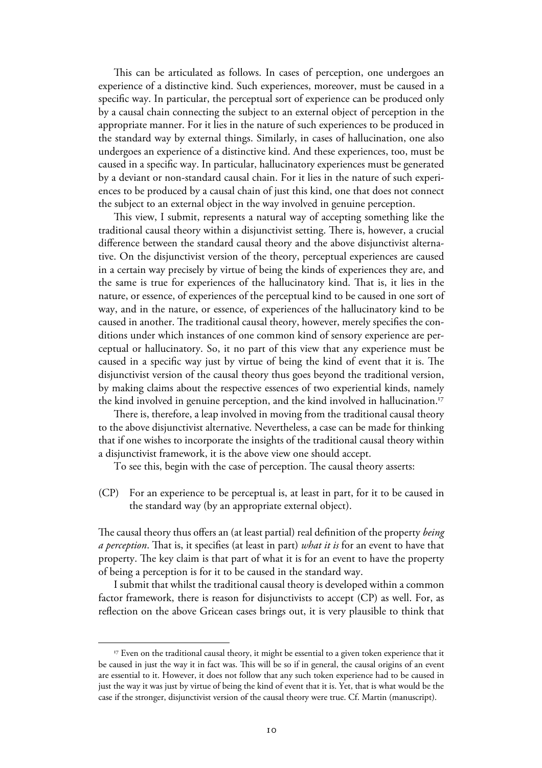This can be articulated as follows. In cases of perception, one undergoes an experience of a distinctive kind. Such experiences, moreover, must be caused in a specific way. In particular, the perceptual sort of experience can be produced only by a causal chain connecting the subject to an external object of perception in the appropriate manner. For it lies in the nature of such experiences to be produced in the standard way by external things. Similarly, in cases of hallucination, one also undergoes an experience of a distinctive kind. And these experiences, too, must be caused in a specific way. In particular, hallucinatory experiences must be generated by a deviant or non-standard causal chain. For it lies in the nature of such experiences to be produced by a causal chain of just this kind, one that does not connect the subject to an external object in the way involved in genuine perception.

This view, I submit, represents a natural way of accepting something like the traditional causal theory within a disjunctivist setting. There is, however, a crucial difference between the standard causal theory and the above disjunctivist alternative. On the disjunctivist version of the theory, perceptual experiences are caused in a certain way precisely by virtue of being the kinds of experiences they are, and the same is true for experiences of the hallucinatory kind. That is, it lies in the nature, or essence, of experiences of the perceptual kind to be caused in one sort of way, and in the nature, or essence, of experiences of the hallucinatory kind to be caused in another. The traditional causal theory, however, merely specifies the conditions under which instances of one common kind of sensory experience are perceptual or hallucinatory. So, it no part of this view that any experience must be caused in a specific way just by virtue of being the kind of event that it is. The disjunctivist version of the causal theory thus goes beyond the traditional version, by making claims about the respective essences of two experiential kinds, namely the kind involved in genuine perception, and the kind involved in hallucination.[17]

There is, therefore, a leap involved in moving from the traditional causal theory to the above disjunctivist alternative. Nevertheless, a case can be made for thinking that if one wishes to incorporate the insights of the traditional causal theory within a disjunctivist framework, it is the above view one should accept.

To see this, begin with the case of perception. The causal theory asserts:

(CP) For an experience to be perceptual is, at least in part, for it to be caused in the standard way (by an appropriate external object).

The causal theory thus offers an (at least partial) real definition of the property *being a perception*. That is, it specifies (at least in part) *what it is* for an event to have that property. The key claim is that part of what it is for an event to have the property of being a perception is for it to be caused in the standard way.

I submit that whilst the traditional causal theory is developed within a common factor framework, there is reason for disjunctivists to accept (CP) as well. For, as reflection on the above Gricean cases brings out, it is very plausible to think that

---

[17] Even on the traditional causal theory, it might be essential to a given token experience that it be caused in just the way it in fact was. This will be so if in general, the causal origins of an event are essential to it. However, it does not follow that any such token experience had to be caused in just the way it was just by virtue of being the kind of event that it is. Yet, that is what would be the case if the stronger, disjunctivist version of the causal theory were true. Cf. Martin (manuscript).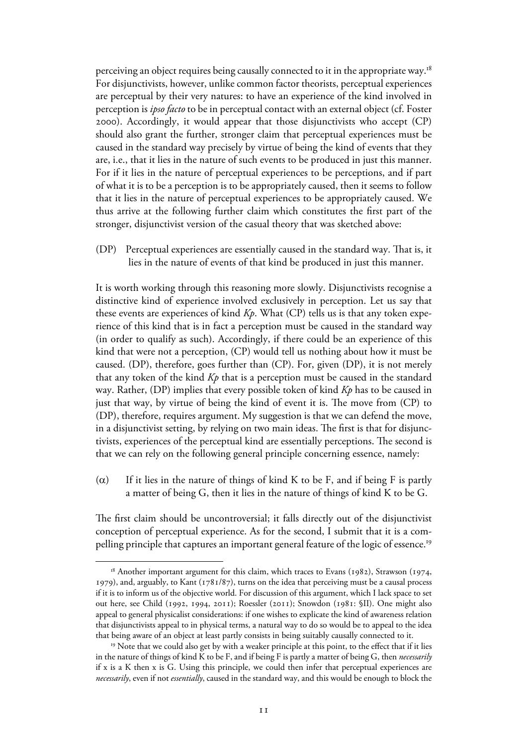perceiving an object requires being causally connected to it in the appropriate way.[18] For disjunctivists, however, unlike common factor theorists, perceptual experiences are perceptual by their very natures: to have an experience of the kind involved in perception is *ipso facto* to be in perceptual contact with an external object (cf. Foster 2000). Accordingly, it would appear that those disjunctivists who accept (CP) should also grant the further, stronger claim that perceptual experiences must be caused in the standard way precisely by virtue of being the kind of events that they are, i.e., that it lies in the nature of such events to be produced in just this manner. For if it lies in the nature of perceptual experiences to be perceptions, and if part of what it is to be a perception is to be appropriately caused, then it seems to follow that it lies in the nature of perceptual experiences to be appropriately caused. We thus arrive at the following further claim which constitutes the first part of the stronger, disjunctivist version of the casual theory that was sketched above:

(DP) Perceptual experiences are essentially caused in the standard way. That is, it lies in the nature of events of that kind be produced in just this manner.

It is worth working through this reasoning more slowly. Disjunctivists recognise a distinctive kind of experience involved exclusively in perception. Let us say that these events are experiences of kind *Kp*. What (CP) tells us is that any token experience of this kind that is in fact a perception must be caused in the standard way (in order to qualify as such). Accordingly, if there could be an experience of this kind that were not a perception, (CP) would tell us nothing about how it must be caused. (DP), therefore, goes further than (CP). For, given (DP), it is not merely that any token of the kind *Kp* that is a perception must be caused in the standard way. Rather, (DP) implies that every possible token of kind *Kp* has to be caused in just that way, by virtue of being the kind of event it is. The move from (CP) to (DP), therefore, requires argument. My suggestion is that we can defend the move, in a disjunctivist setting, by relying on two main ideas. The first is that for disjunctivists, experiences of the perceptual kind are essentially perceptions. The second is that we can rely on the following general principle concerning essence, namely:

($\alpha$) If it lies in the nature of things of kind K to be F, and if being F is partly a matter of being G, then it lies in the nature of things of kind K to be G.

The first claim should be uncontroversial; it falls directly out of the disjunctivist conception of perceptual experience. As for the second, I submit that it is a compelling principle that captures an important general feature of the logic of essence.[19]

---

[18] Another important argument for this claim, which traces to Evans (1982), Strawson (1974, 1979), and, arguably, to Kant (1781/87), turns on the idea that perceiving must be a causal process if it is to inform us of the objective world. For discussion of this argument, which I lack space to set out here, see Child (1992, 1994, 2011); Roessler (2011); Snowdon (1981: §II). One might also appeal to general physicalist considerations: if one wishes to explicate the kind of awareness relation that disjunctivists appeal to in physical terms, a natural way to do so would be to appeal to the idea that being aware of an object at least partly consists in being suitably causally connected to it.

[19] Note that we could also get by with a weaker principle at this point, to the effect that if it lies in the nature of things of kind K to be F, and if being F is partly a matter of being G, then *necessarily* if x is a K then x is G. Using this principle, we could then infer that perceptual experiences are *necessarily*, even if not *essentially*, caused in the standard way, and this would be enough to block the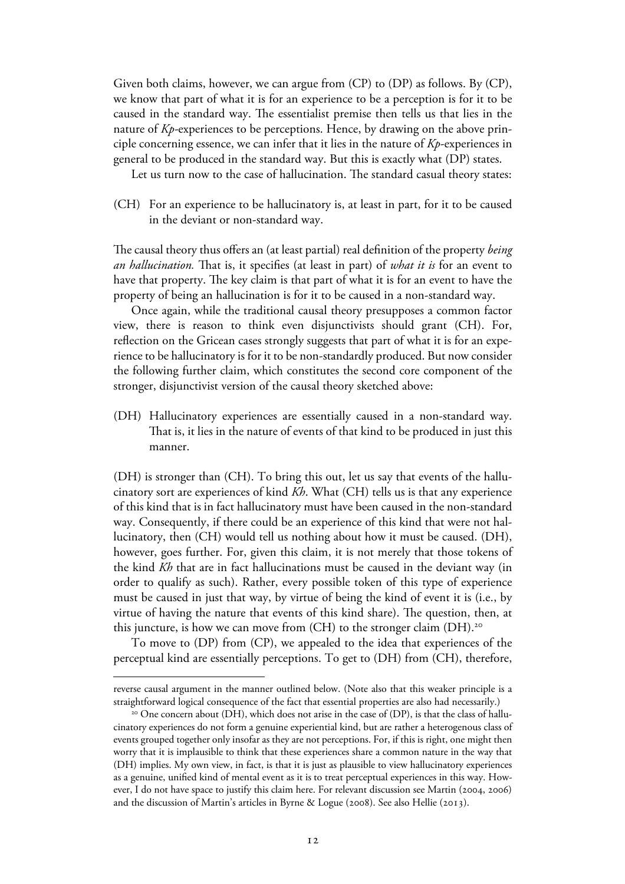Given both claims, however, we can argue from (CP) to (DP) as follows. By (CP), we know that part of what it is for an experience to be a perception is for it to be caused in the standard way. The essentialist premise then tells us that lies in the nature of *Kp*-experiences to be perceptions. Hence, by drawing on the above principle concerning essence, we can infer that it lies in the nature of *Kp*-experiences in general to be produced in the standard way. But this is exactly what (DP) states.

Let us turn now to the case of hallucination. The standard casual theory states:

(CH) For an experience to be hallucinatory is, at least in part, for it to be caused in the deviant or non-standard way.

The causal theory thus offers an (at least partial) real definition of the property *being an hallucination.* That is, it specifies (at least in part) of *what it is* for an event to have that property. The key claim is that part of what it is for an event to have the property of being an hallucination is for it to be caused in a non-standard way.

Once again, while the traditional causal theory presupposes a common factor view, there is reason to think even disjunctivists should grant (CH). For, reflection on the Gricean cases strongly suggests that part of what it is for an experience to be hallucinatory is for it to be non-standardly produced. But now consider the following further claim, which constitutes the second core component of the stronger, disjunctivist version of the causal theory sketched above:

(DH) Hallucinatory experiences are essentially caused in a non-standard way. That is, it lies in the nature of events of that kind to be produced in just this manner.

(DH) is stronger than (CH). To bring this out, let us say that events of the hallucinatory sort are experiences of kind *Kh*. What (CH) tells us is that any experience of this kind that is in fact hallucinatory must have been caused in the non-standard way. Consequently, if there could be an experience of this kind that were not hallucinatory, then (CH) would tell us nothing about how it must be caused. (DH), however, goes further. For, given this claim, it is not merely that those tokens of the kind *Kh* that are in fact hallucinations must be caused in the deviant way (in order to qualify as such). Rather, every possible token of this type of experience must be caused in just that way, by virtue of being the kind of event it is (i.e., by virtue of having the nature that events of this kind share). The question, then, at this juncture, is how we can move from (CH) to the stronger claim (DH).[20]

To move to (DP) from (CP), we appealed to the idea that experiences of the perceptual kind are essentially perceptions. To get to (DH) from (CH), therefore,

---

reverse causal argument in the manner outlined below. (Note also that this weaker principle is a straightforward logical consequence of the fact that essential properties are also had necessarily.)

[20] One concern about (DH), which does not arise in the case of (DP), is that the class of hallucinatory experiences do not form a genuine experiential kind, but are rather a heterogenous class of events grouped together only insofar as they are not perceptions. For, if this is right, one might then worry that it is implausible to think that these experiences share a common nature in the way that (DH) implies. My own view, in fact, is that it is just as plausible to view hallucinatory experiences as a genuine, unified kind of mental event as it is to treat perceptual experiences in this way. However, I do not have space to justify this claim here. For relevant discussion see Martin (2004, 2006) and the discussion of Martin's articles in Byrne & Logue (2008). See also Hellie (2013).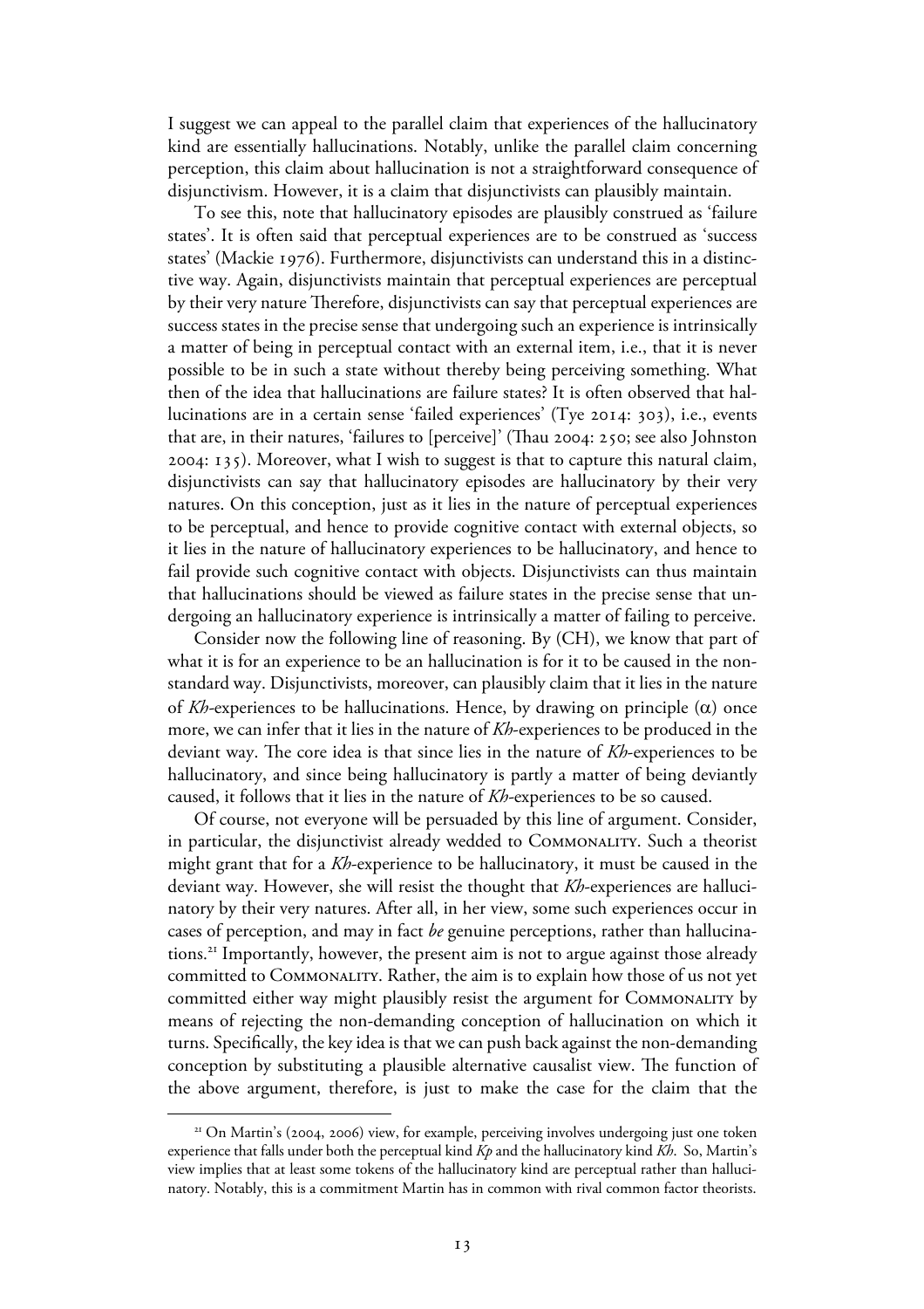I suggest we can appeal to the parallel claim that experiences of the hallucinatory kind are essentially hallucinations. Notably, unlike the parallel claim concerning perception, this claim about hallucination is not a straightforward consequence of disjunctivism. However, it is a claim that disjunctivists can plausibly maintain.

To see this, note that hallucinatory episodes are plausibly construed as 'failure states'. It is often said that perceptual experiences are to be construed as 'success states' (Mackie 1976). Furthermore, disjunctivists can understand this in a distinctive way. Again, disjunctivists maintain that perceptual experiences are perceptual by their very nature Therefore, disjunctivists can say that perceptual experiences are success states in the precise sense that undergoing such an experience is intrinsically a matter of being in perceptual contact with an external item, i.e., that it is never possible to be in such a state without thereby being perceiving something. What then of the idea that hallucinations are failure states? It is often observed that hallucinations are in a certain sense 'failed experiences' (Tye 2014: 303), i.e., events that are, in their natures, 'failures to [perceive]' (Thau 2004: 250; see also Johnston 2004: 135). Moreover, what I wish to suggest is that to capture this natural claim, disjunctivists can say that hallucinatory episodes are hallucinatory by their very natures. On this conception, just as it lies in the nature of perceptual experiences to be perceptual, and hence to provide cognitive contact with external objects, so it lies in the nature of hallucinatory experiences to be hallucinatory, and hence to fail provide such cognitive contact with objects. Disjunctivists can thus maintain that hallucinations should be viewed as failure states in the precise sense that undergoing an hallucinatory experience is intrinsically a matter of failing to perceive.

Consider now the following line of reasoning. By (CH), we know that part of what it is for an experience to be an hallucination is for it to be caused in the non-standard way. Disjunctivists, moreover, can plausibly claim that it lies in the nature of *Kh*-experiences to be hallucinations. Hence, by drawing on principle ($\alpha$) once more, we can infer that it lies in the nature of *Kh*-experiences to be produced in the deviant way. The core idea is that since lies in the nature of *Kh*-experiences to be hallucinatory, and since being hallucinatory is partly a matter of being deviantly caused, it follows that it lies in the nature of *Kh*-experiences to be so caused.

Of course, not everyone will be persuaded by this line of argument. Consider, in particular, the disjunctivist already wedded to COMMONALITY. Such a theorist might grant that for a *Kh*-experience to be hallucinatory, it must be caused in the deviant way. However, she will resist the thought that *Kh*-experiences are hallucinatory by their very natures. After all, in her view, some such experiences occur in cases of perception, and may in fact *be* genuine perceptions, rather than hallucinations.[21] Importantly, however, the present aim is not to argue against those already committed to COMMONALITY. Rather, the aim is to explain how those of us not yet committed either way might plausibly resist the argument for COMMONALITY by means of rejecting the non-demanding conception of hallucination on which it turns. Specifically, the key idea is that we can push back against the non-demanding conception by substituting a plausible alternative causalist view. The function of the above argument, therefore, is just to make the case for the claim that the

[21] On Martin's (2004, 2006) view, for example, perceiving involves undergoing just one token experience that falls under both the perceptual kind *Kp* and the hallucinatory kind *Kh*. So, Martin's view implies that at least some tokens of the hallucinatory kind are perceptual rather than hallucinatory. Notably, this is a commitment Martin has in common with rival common factor theorists.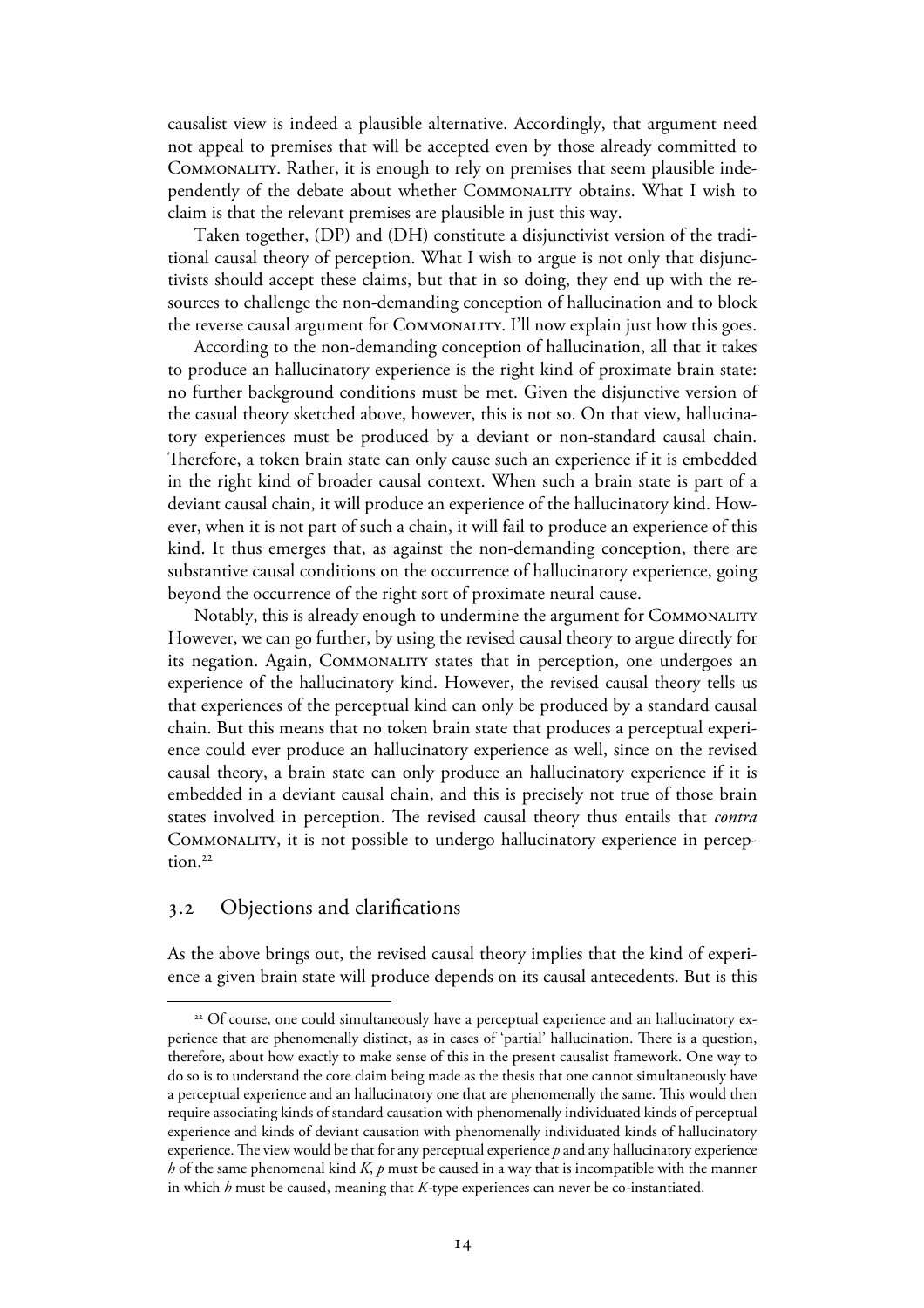causalist view is indeed a plausible alternative. Accordingly, that argument need not appeal to premises that will be accepted even by those already committed to Commonality. Rather, it is enough to rely on premises that seem plausible independently of the debate about whether Commonality obtains. What I wish to claim is that the relevant premises are plausible in just this way.

Taken together, (DP) and (DH) constitute a disjunctivist version of the traditional causal theory of perception. What I wish to argue is not only that disjunctivists should accept these claims, but that in so doing, they end up with the resources to challenge the non-demanding conception of hallucination and to block the reverse causal argument for Commonality. I'll now explain just how this goes.

According to the non-demanding conception of hallucination, all that it takes to produce an hallucinatory experience is the right kind of proximate brain state: no further background conditions must be met. Given the disjunctive version of the casual theory sketched above, however, this is not so. On that view, hallucinatory experiences must be produced by a deviant or non-standard causal chain. Therefore, a token brain state can only cause such an experience if it is embedded in the right kind of broader causal context. When such a brain state is part of a deviant causal chain, it will produce an experience of the hallucinatory kind. However, when it is not part of such a chain, it will fail to produce an experience of this kind. It thus emerges that, as against the non-demanding conception, there are substantive causal conditions on the occurrence of hallucinatory experience, going beyond the occurrence of the right sort of proximate neural cause.

Notably, this is already enough to undermine the argument for Commonality However, we can go further, by using the revised causal theory to argue directly for its negation. Again, Commonality states that in perception, one undergoes an experience of the hallucinatory kind. However, the revised causal theory tells us that experiences of the perceptual kind can only be produced by a standard causal chain. But this means that no token brain state that produces a perceptual experience could ever produce an hallucinatory experience as well, since on the revised causal theory, a brain state can only produce an hallucinatory experience if it is embedded in a deviant causal chain, and this is precisely not true of those brain states involved in perception. The revised causal theory thus entails that *contra* Commonality, it is not possible to undergo hallucinatory experience in perception.[22]

## 3.2 Objections and clarifications

As the above brings out, the revised causal theory implies that the kind of experience a given brain state will produce depends on its causal antecedents. But is this

[22] Of course, one could simultaneously have a perceptual experience and an hallucinatory experience that are phenomenally distinct, as in cases of 'partial' hallucination. There is a question, therefore, about how exactly to make sense of this in the present causalist framework. One way to do so is to understand the core claim being made as the thesis that one cannot simultaneously have a perceptual experience and an hallucinatory one that are phenomenally the same. This would then require associating kinds of standard causation with phenomenally individuated kinds of perceptual experience and kinds of deviant causation with phenomenally individuated kinds of hallucinatory experience. The view would be that for any perceptual experience $p$ and any hallucinatory experience $h$ of the same phenomenal kind $K$, $p$ must be caused in a way that is incompatible with the manner in which $h$ must be caused, meaning that $K$-type experiences can never be co-instantiated.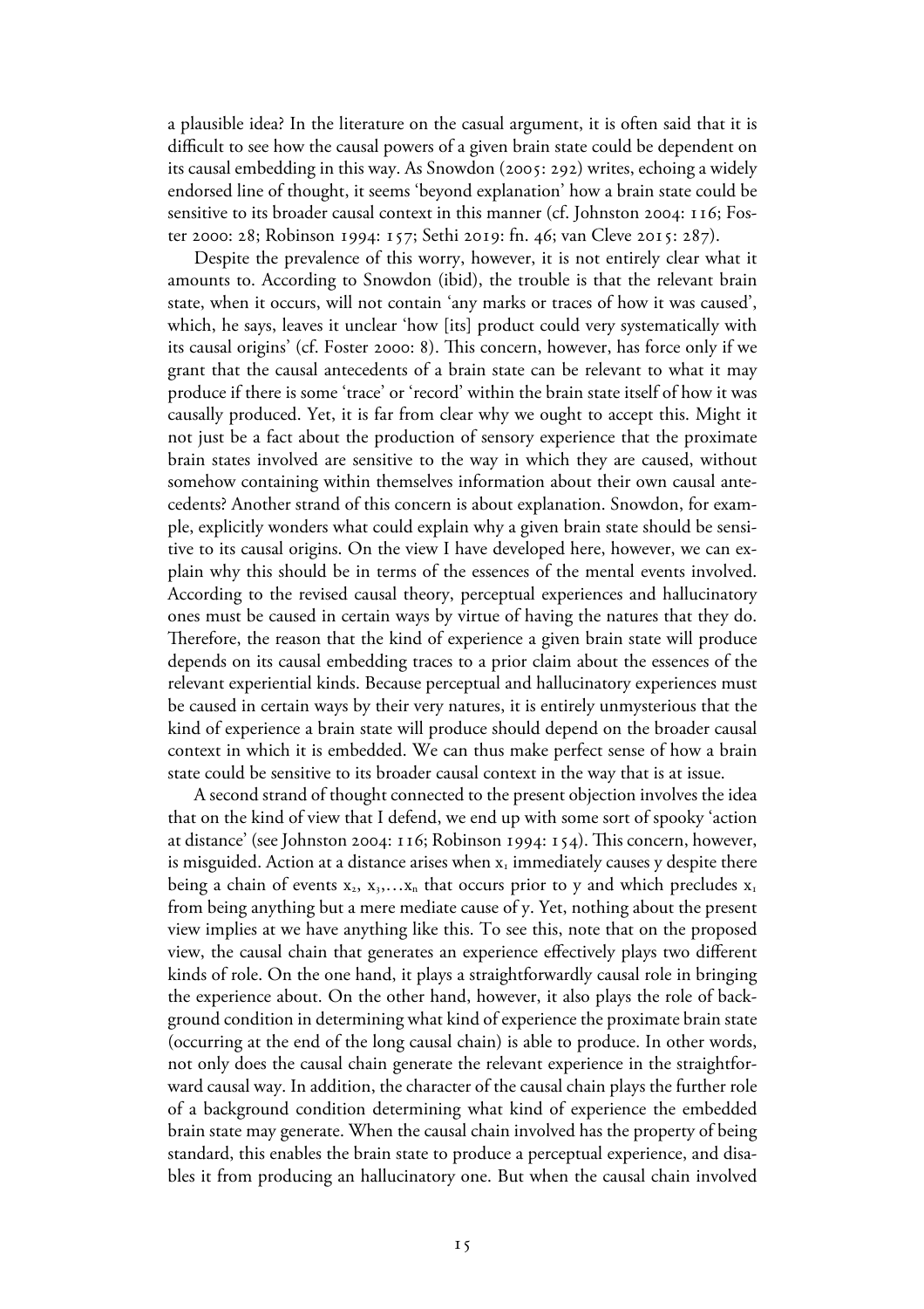a plausible idea? In the literature on the casual argument, it is often said that it is difficult to see how the causal powers of a given brain state could be dependent on its causal embedding in this way. As Snowdon (2005: 292) writes, echoing a widely endorsed line of thought, it seems 'beyond explanation' how a brain state could be sensitive to its broader causal context in this manner (cf. Johnston 2004: 116; Foster 2000: 28; Robinson 1994: 157; Sethi 2019: fn. 46; van Cleve 2015: 287).

Despite the prevalence of this worry, however, it is not entirely clear what it amounts to. According to Snowdon (ibid), the trouble is that the relevant brain state, when it occurs, will not contain 'any marks or traces of how it was caused', which, he says, leaves it unclear 'how [its] product could very systematically with its causal origins' (cf. Foster 2000: 8). This concern, however, has force only if we grant that the causal antecedents of a brain state can be relevant to what it may produce if there is some 'trace' or 'record' within the brain state itself of how it was causally produced. Yet, it is far from clear why we ought to accept this. Might it not just be a fact about the production of sensory experience that the proximate brain states involved are sensitive to the way in which they are caused, without somehow containing within themselves information about their own causal antecedents? Another strand of this concern is about explanation. Snowdon, for example, explicitly wonders what could explain why a given brain state should be sensitive to its causal origins. On the view I have developed here, however, we can explain why this should be in terms of the essences of the mental events involved. According to the revised causal theory, perceptual experiences and hallucinatory ones must be caused in certain ways by virtue of having the natures that they do. Therefore, the reason that the kind of experience a given brain state will produce depends on its causal embedding traces to a prior claim about the essences of the relevant experiential kinds. Because perceptual and hallucinatory experiences must be caused in certain ways by their very natures, it is entirely unmysterious that the kind of experience a brain state will produce should depend on the broader causal context in which it is embedded. We can thus make perfect sense of how a brain state could be sensitive to its broader causal context in the way that is at issue.

A second strand of thought connected to the present objection involves the idea that on the kind of view that I defend, we end up with some sort of spooky 'action at distance' (see Johnston 2004: 116; Robinson 1994: 154). This concern, however, is misguided. Action at a distance arises when $x_1$ immediately causes y despite there being a chain of events $x_2$, $x_3$,…$x_n$ that occurs prior to y and which precludes $x_1$ from being anything but a mere mediate cause of y. Yet, nothing about the present view implies at we have anything like this. To see this, note that on the proposed view, the causal chain that generates an experience effectively plays two different kinds of role. On the one hand, it plays a straightforwardly causal role in bringing the experience about. On the other hand, however, it also plays the role of background condition in determining what kind of experience the proximate brain state (occurring at the end of the long causal chain) is able to produce. In other words, not only does the causal chain generate the relevant experience in the straightforward causal way. In addition, the character of the causal chain plays the further role of a background condition determining what kind of experience the embedded brain state may generate. When the causal chain involved has the property of being standard, this enables the brain state to produce a perceptual experience, and disables it from producing an hallucinatory one. But when the causal chain involved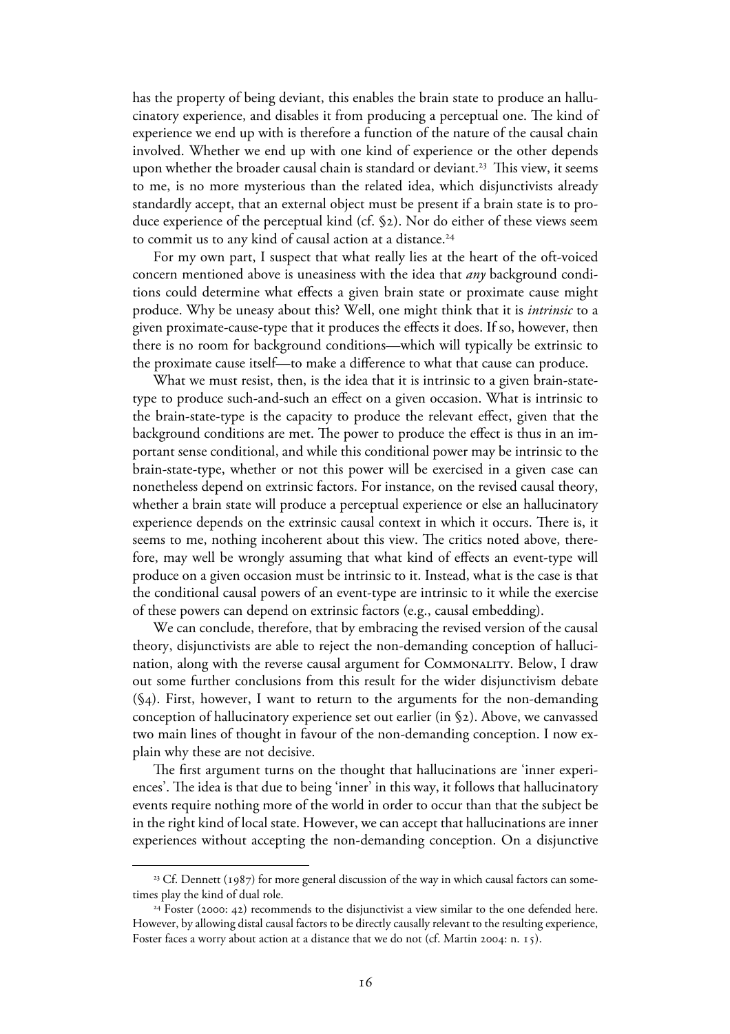has the property of being deviant, this enables the brain state to produce an hallucinatory experience, and disables it from producing a perceptual one. The kind of experience we end up with is therefore a function of the nature of the causal chain involved. Whether we end up with one kind of experience or the other depends upon whether the broader causal chain is standard or deviant.[23] This view, it seems to me, is no more mysterious than the related idea, which disjunctivists already standardly accept, that an external object must be present if a brain state is to produce experience of the perceptual kind (cf. §2). Nor do either of these views seem to commit us to any kind of causal action at a distance.[24]

For my own part, I suspect that what really lies at the heart of the oft-voiced concern mentioned above is uneasiness with the idea that *any* background conditions could determine what effects a given brain state or proximate cause might produce. Why be uneasy about this? Well, one might think that it is *intrinsic* to a given proximate-cause-type that it produces the effects it does. If so, however, then there is no room for background conditions—which will typically be extrinsic to the proximate cause itself—to make a difference to what that cause can produce.

What we must resist, then, is the idea that it is intrinsic to a given brain-state-type to produce such-and-such an effect on a given occasion. What is intrinsic to the brain-state-type is the capacity to produce the relevant effect, given that the background conditions are met. The power to produce the effect is thus in an important sense conditional, and while this conditional power may be intrinsic to the brain-state-type, whether or not this power will be exercised in a given case can nonetheless depend on extrinsic factors. For instance, on the revised causal theory, whether a brain state will produce a perceptual experience or else an hallucinatory experience depends on the extrinsic causal context in which it occurs. There is, it seems to me, nothing incoherent about this view. The critics noted above, therefore, may well be wrongly assuming that what kind of effects an event-type will produce on a given occasion must be intrinsic to it. Instead, what is the case is that the conditional causal powers of an event-type are intrinsic to it while the exercise of these powers can depend on extrinsic factors (e.g., causal embedding).

We can conclude, therefore, that by embracing the revised version of the causal theory, disjunctivists are able to reject the non-demanding conception of hallucination, along with the reverse causal argument for COMMONALITY. Below, I draw out some further conclusions from this result for the wider disjunctivism debate (§4). First, however, I want to return to the arguments for the non-demanding conception of hallucinatory experience set out earlier (in §2). Above, we canvassed two main lines of thought in favour of the non-demanding conception. I now explain why these are not decisive.

The first argument turns on the thought that hallucinations are 'inner experiences'. The idea is that due to being 'inner' in this way, it follows that hallucinatory events require nothing more of the world in order to occur than that the subject be in the right kind of local state. However, we can accept that hallucinations are inner experiences without accepting the non-demanding conception. On a disjunctive

---

[23] Cf. Dennett (1987) for more general discussion of the way in which causal factors can sometimes play the kind of dual role.

[24] Foster (2000: 42) recommends to the disjunctivist a view similar to the one defended here. However, by allowing distal causal factors to be directly causally relevant to the resulting experience, Foster faces a worry about action at a distance that we do not (cf. Martin 2004: n. 15).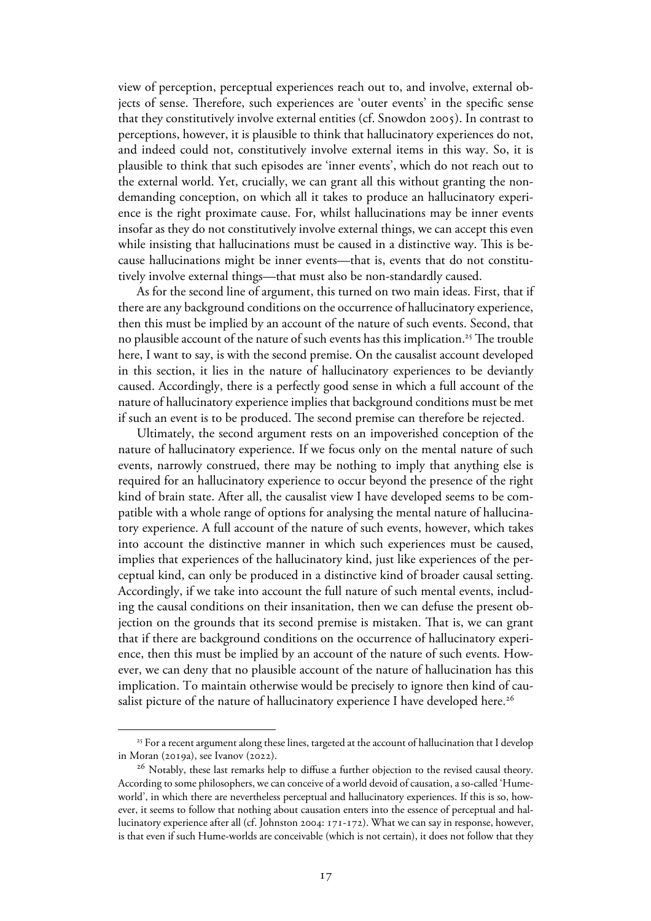view of perception, perceptual experiences reach out to, and involve, external objects of sense. Therefore, such experiences are 'outer events' in the specific sense that they constitutively involve external entities (cf. Snowdon 2005). In contrast to perceptions, however, it is plausible to think that hallucinatory experiences do not, and indeed could not, constitutively involve external items in this way. So, it is plausible to think that such episodes are 'inner events', which do not reach out to the external world. Yet, crucially, we can grant all this without granting the non-demanding conception, on which all it takes to produce an hallucinatory experience is the right proximate cause. For, whilst hallucinations may be inner events insofar as they do not constitutively involve external things, we can accept this even while insisting that hallucinations must be caused in a distinctive way. This is because hallucinations might be inner events—that is, events that do not constitutively involve external things—that must also be non-standardly caused.

As for the second line of argument, this turned on two main ideas. First, that if there are any background conditions on the occurrence of hallucinatory experience, then this must be implied by an account of the nature of such events. Second, that no plausible account of the nature of such events has this implication.[25] The trouble here, I want to say, is with the second premise. On the causalist account developed in this section, it lies in the nature of hallucinatory experiences to be deviantly caused. Accordingly, there is a perfectly good sense in which a full account of the nature of hallucinatory experience implies that background conditions must be met if such an event is to be produced. The second premise can therefore be rejected.

Ultimately, the second argument rests on an impoverished conception of the nature of hallucinatory experience. If we focus only on the mental nature of such events, narrowly construed, there may be nothing to imply that anything else is required for an hallucinatory experience to occur beyond the presence of the right kind of brain state. After all, the causalist view I have developed seems to be compatible with a whole range of options for analysing the mental nature of hallucinatory experience. A full account of the nature of such events, however, which takes into account the distinctive manner in which such experiences must be caused, implies that experiences of the hallucinatory kind, just like experiences of the perceptual kind, can only be produced in a distinctive kind of broader causal setting. Accordingly, if we take into account the full nature of such mental events, including the causal conditions on their insanitation, then we can defuse the present objection on the grounds that its second premise is mistaken. That is, we can grant that if there are background conditions on the occurrence of hallucinatory experience, then this must be implied by an account of the nature of such events. However, we can deny that no plausible account of the nature of hallucination has this implication. To maintain otherwise would be precisely to ignore then kind of causalist picture of the nature of hallucinatory experience I have developed here.[26]

---

[25] For a recent argument along these lines, targeted at the account of hallucination that I develop in Moran (2019a), see Ivanov (2022).

[26] Notably, these last remarks help to diffuse a further objection to the revised causal theory. According to some philosophers, we can conceive of a world devoid of causation, a so-called 'Hume-world', in which there are nevertheless perceptual and hallucinatory experiences. If this is so, however, it seems to follow that nothing about causation enters into the essence of perceptual and hallucinatory experience after all (cf. Johnston 2004: 171-172). What we can say in response, however, is that even if such Hume-worlds are conceivable (which is not certain), it does not follow that they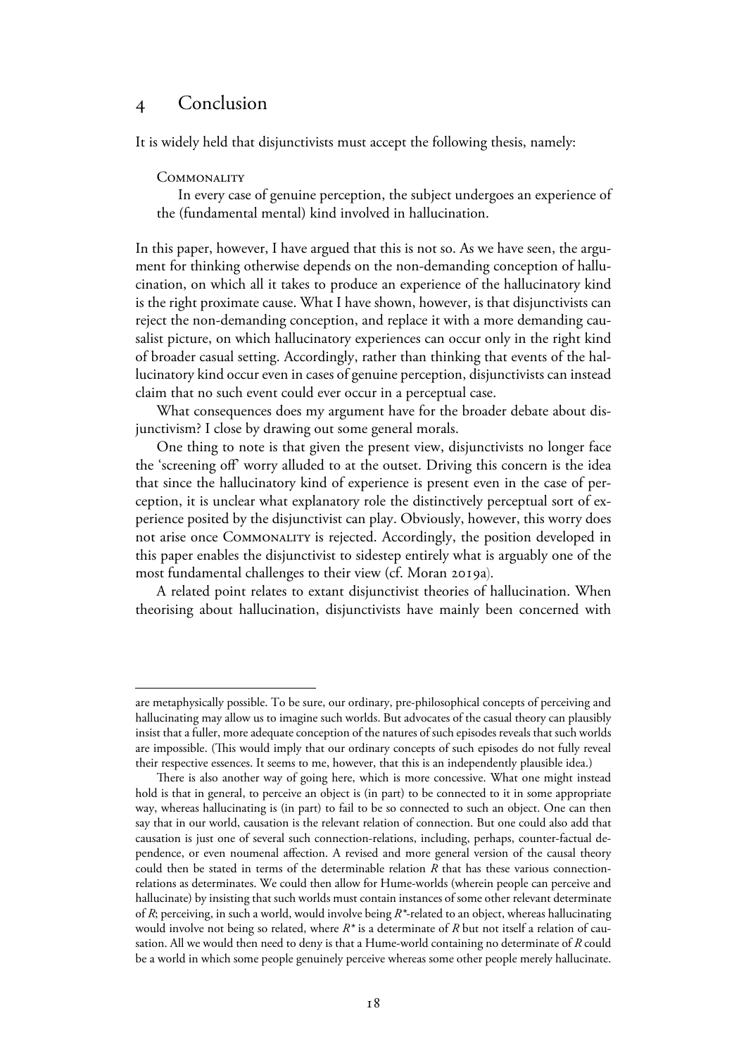## 4 Conclusion

It is widely held that disjunctivists must accept the following thesis, namely:

COMMONALITY

In every case of genuine perception, the subject undergoes an experience of the (fundamental mental) kind involved in hallucination.

In this paper, however, I have argued that this is not so. As we have seen, the argument for thinking otherwise depends on the non-demanding conception of hallucination, on which all it takes to produce an experience of the hallucinatory kind is the right proximate cause. What I have shown, however, is that disjunctivists can reject the non-demanding conception, and replace it with a more demanding causalist picture, on which hallucinatory experiences can occur only in the right kind of broader casual setting. Accordingly, rather than thinking that events of the hallucinatory kind occur even in cases of genuine perception, disjunctivists can instead claim that no such event could ever occur in a perceptual case.

What consequences does my argument have for the broader debate about disjunctivism? I close by drawing out some general morals.

One thing to note is that given the present view, disjunctivists no longer face the 'screening off' worry alluded to at the outset. Driving this concern is the idea that since the hallucinatory kind of experience is present even in the case of perception, it is unclear what explanatory role the distinctively perceptual sort of experience posited by the disjunctivist can play. Obviously, however, this worry does not arise once COMMONALITY is rejected. Accordingly, the position developed in this paper enables the disjunctivist to sidestep entirely what is arguably one of the most fundamental challenges to their view (cf. Moran 2019a).

A related point relates to extant disjunctivist theories of hallucination. When theorising about hallucination, disjunctivists have mainly been concerned with

---

are metaphysically possible. To be sure, our ordinary, pre-philosophical concepts of perceiving and hallucinating may allow us to imagine such worlds. But advocates of the casual theory can plausibly insist that a fuller, more adequate conception of the natures of such episodes reveals that such worlds are impossible. (This would imply that our ordinary concepts of such episodes do not fully reveal their respective essences. It seems to me, however, that this is an independently plausible idea.)

There is also another way of going here, which is more concessive. What one might instead hold is that in general, to perceive an object is (in part) to be connected to it in some appropriate way, whereas hallucinating is (in part) to fail to be so connected to such an object. One can then say that in our world, causation is the relevant relation of connection. But one could also add that causation is just one of several such connection-relations, including, perhaps, counter-factual dependence, or even noumenal affection. A revised and more general version of the causal theory could then be stated in terms of the determinable relation $R$ that has these various connection-relations as determinates. We could then allow for Hume-worlds (wherein people can perceive and hallucinate) by insisting that such worlds must contain instances of some other relevant determinate of $R$; perceiving, in such a world, would involve being $R^*$-related to an object, whereas hallucinating would involve not being so related, where $R^*$ is a determinate of $R$ but not itself a relation of causation. All we would then need to deny is that a Hume-world containing no determinate of $R$ could be a world in which some people genuinely perceive whereas some other people merely hallucinate.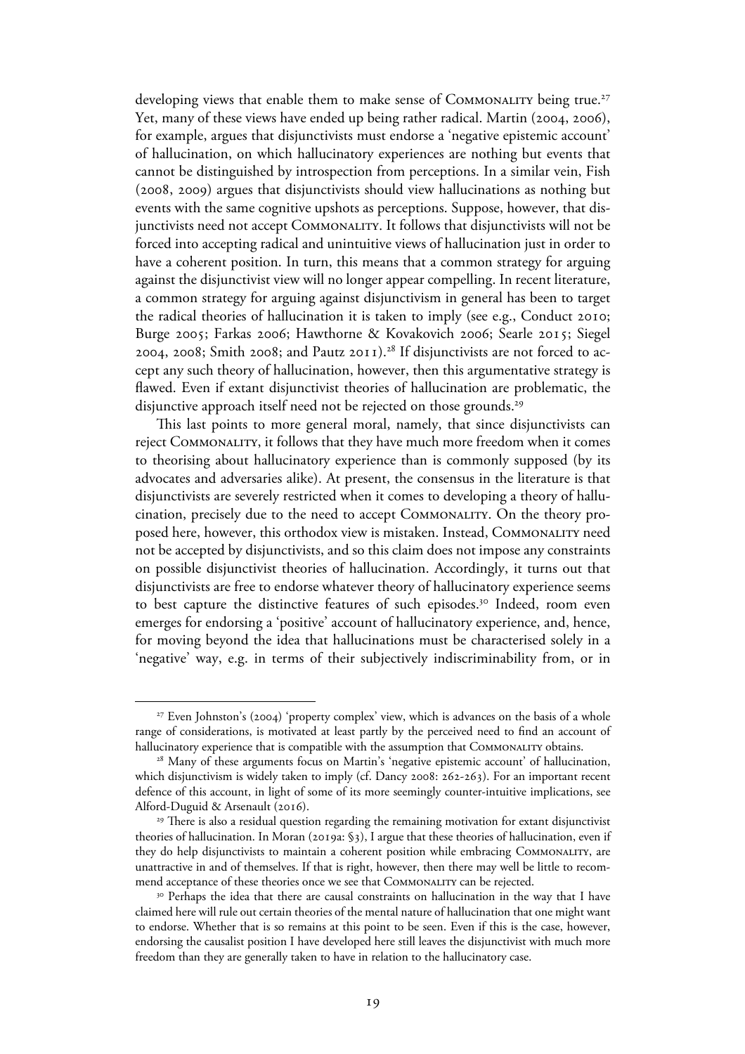developing views that enable them to make sense of Commonality being true.[27] Yet, many of these views have ended up being rather radical. Martin (2004, 2006), for example, argues that disjunctivists must endorse a 'negative epistemic account' of hallucination, on which hallucinatory experiences are nothing but events that cannot be distinguished by introspection from perceptions. In a similar vein, Fish (2008, 2009) argues that disjunctivists should view hallucinations as nothing but events with the same cognitive upshots as perceptions. Suppose, however, that disjunctivists need not accept Commonality. It follows that disjunctivists will not be forced into accepting radical and unintuitive views of hallucination just in order to have a coherent position. In turn, this means that a common strategy for arguing against the disjunctivist view will no longer appear compelling. In recent literature, a common strategy for arguing against disjunctivism in general has been to target the radical theories of hallucination it is taken to imply (see e.g., Conduct 2010; Burge 2005; Farkas 2006; Hawthorne & Kovakovich 2006; Searle 2015; Siegel 2004, 2008; Smith 2008; and Pautz 2011).[28] If disjunctivists are not forced to accept any such theory of hallucination, however, then this argumentative strategy is flawed. Even if extant disjunctivist theories of hallucination are problematic, the disjunctive approach itself need not be rejected on those grounds.[29]

This last points to more general moral, namely, that since disjunctivists can reject Commonality, it follows that they have much more freedom when it comes to theorising about hallucinatory experience than is commonly supposed (by its advocates and adversaries alike). At present, the consensus in the literature is that disjunctivists are severely restricted when it comes to developing a theory of hallucination, precisely due to the need to accept Commonality. On the theory proposed here, however, this orthodox view is mistaken. Instead, Commonality need not be accepted by disjunctivists, and so this claim does not impose any constraints on possible disjunctivist theories of hallucination. Accordingly, it turns out that disjunctivists are free to endorse whatever theory of hallucinatory experience seems to best capture the distinctive features of such episodes.[30] Indeed, room even emerges for endorsing a 'positive' account of hallucinatory experience, and, hence, for moving beyond the idea that hallucinations must be characterised solely in a 'negative' way, e.g. in terms of their subjectively indiscriminability from, or in

---

[27] Even Johnston's (2004) 'property complex' view, which is advances on the basis of a whole range of considerations, is motivated at least partly by the perceived need to find an account of hallucinatory experience that is compatible with the assumption that Commonality obtains.

[28] Many of these arguments focus on Martin's 'negative epistemic account' of hallucination, which disjunctivism is widely taken to imply (cf. Dancy 2008: 262-263). For an important recent defence of this account, in light of some of its more seemingly counter-intuitive implications, see Alford-Duguid & Arsenault (2016).

[29] There is also a residual question regarding the remaining motivation for extant disjunctivist theories of hallucination. In Moran (2019a: §3), I argue that these theories of hallucination, even if they do help disjunctivists to maintain a coherent position while embracing Commonality, are unattractive in and of themselves. If that is right, however, then there may well be little to recommend acceptance of these theories once we see that Commonality can be rejected.

[30] Perhaps the idea that there are causal constraints on hallucination in the way that I have claimed here will rule out certain theories of the mental nature of hallucination that one might want to endorse. Whether that is so remains at this point to be seen. Even if this is the case, however, endorsing the causalist position I have developed here still leaves the disjunctivist with much more freedom than they are generally taken to have in relation to the hallucinatory case.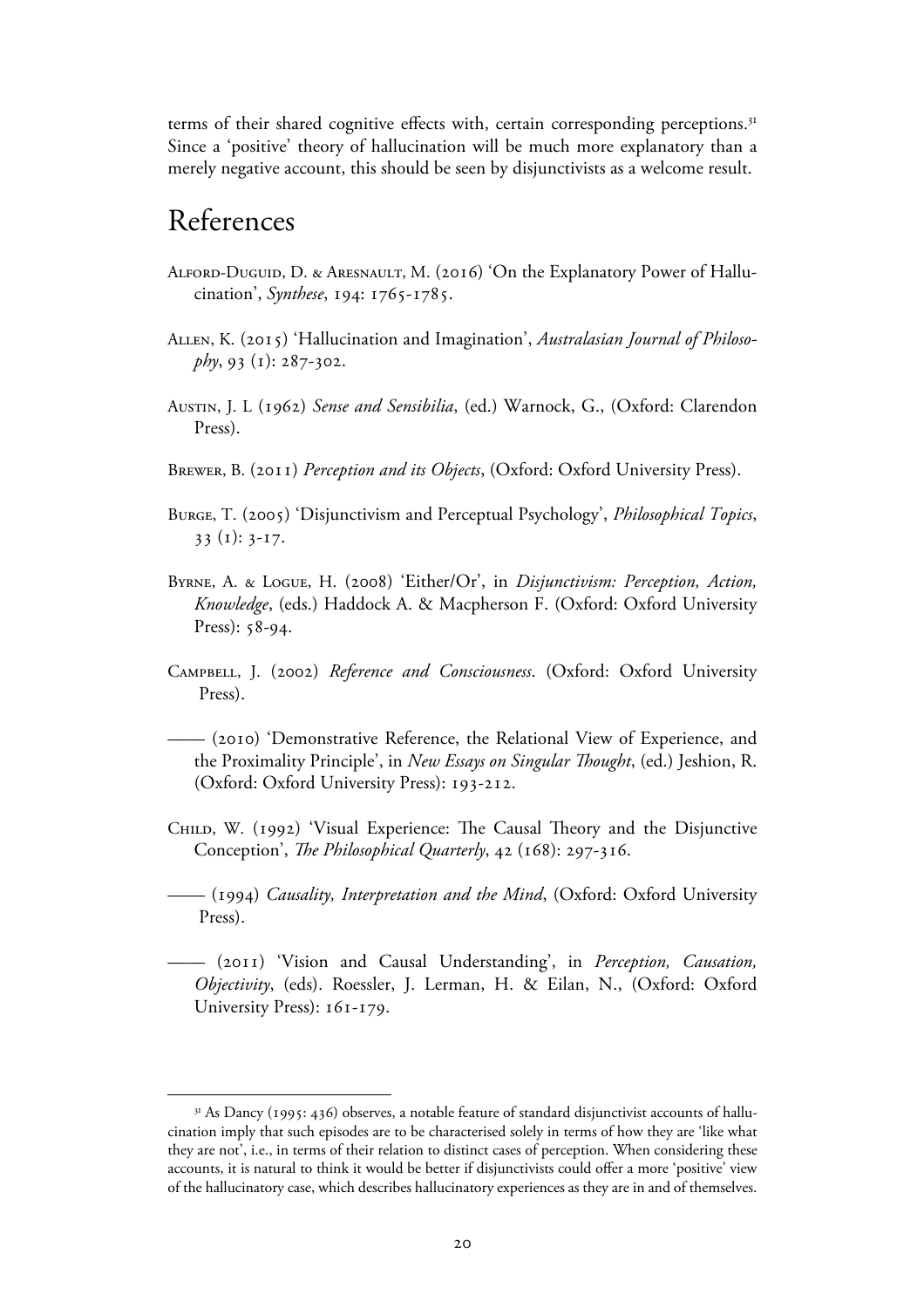terms of their shared cognitive effects with, certain corresponding perceptions.[31] Since a 'positive' theory of hallucination will be much more explanatory than a merely negative account, this should be seen by disjunctivists as a welcome result.

## References

Alford-Duguid, D. & Aresnault, M. (2016) 'On the Explanatory Power of Hallucination', *Synthese*, 194: 1765-1785.

Allen, K. (2015) 'Hallucination and Imagination', *Australasian Journal of Philosophy*, 93 (1): 287-302.

Austin, J. L (1962) *Sense and Sensibilia*, (ed.) Warnock, G., (Oxford: Clarendon Press).

Brewer, B. (2011) *Perception and its Objects*, (Oxford: Oxford University Press).

Burge, T. (2005) 'Disjunctivism and Perceptual Psychology', *Philosophical Topics*, 33 (1): 3-17.

Byrne, A. & Logue, H. (2008) 'Either/Or', in *Disjunctivism: Perception, Action, Knowledge*, (eds.) Haddock A. & Macpherson F. (Oxford: Oxford University Press): 58-94.

Campbell, J. (2002) *Reference and Consciousness*. (Oxford: Oxford University Press).

—— (2010) 'Demonstrative Reference, the Relational View of Experience, and the Proximality Principle', in *New Essays on Singular Thought*, (ed.) Jeshion, R. (Oxford: Oxford University Press): 193-212.

Child, W. (1992) 'Visual Experience: The Causal Theory and the Disjunctive Conception', *The Philosophical Quarterly*, 42 (168): 297-316.

—— (1994) *Causality, Interpretation and the Mind*, (Oxford: Oxford University Press).

—— (2011) 'Vision and Causal Understanding', in *Perception, Causation, Objectivity*, (eds). Roessler, J. Lerman, H. & Eilan, N., (Oxford: Oxford University Press): 161-179.

[31] As Dancy (1995: 436) observes, a notable feature of standard disjunctivist accounts of hallucination imply that such episodes are to be characterised solely in terms of how they are 'like what they are not', i.e., in terms of their relation to distinct cases of perception. When considering these accounts, it is natural to think it would be better if disjunctivists could offer a more 'positive' view of the hallucinatory case, which describes hallucinatory experiences as they are in and of themselves.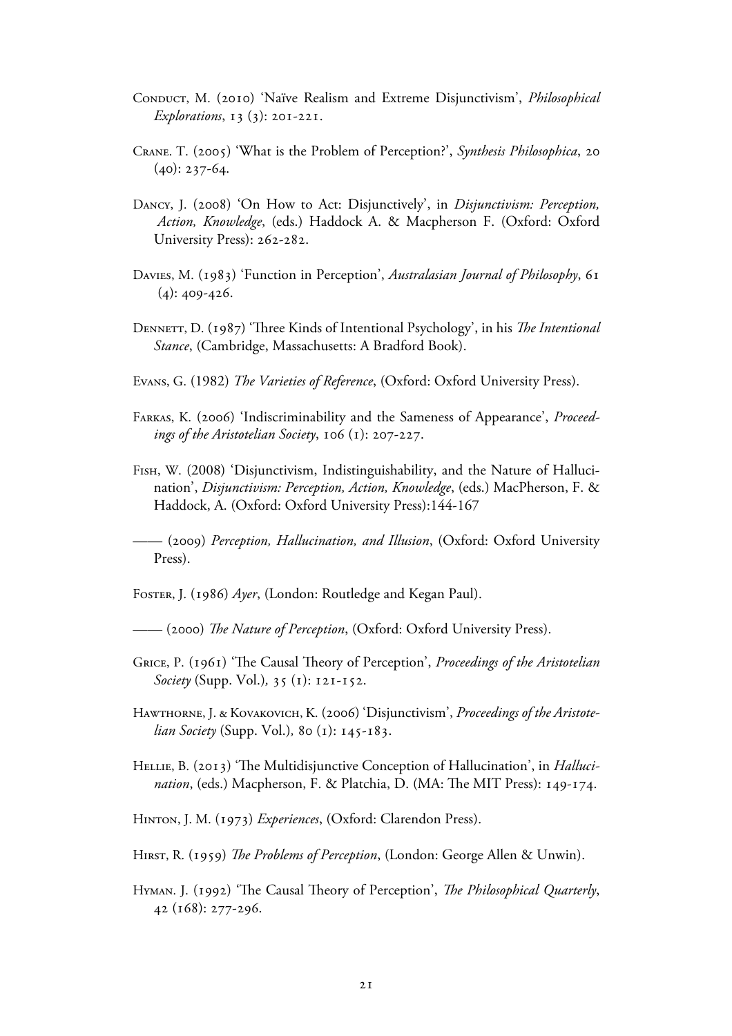Conduct, M. (2010) 'Naïve Realism and Extreme Disjunctivism', *Philosophical Explorations*, 13 (3): 201-221.

Crane. T. (2005) 'What is the Problem of Perception?', *Synthesis Philosophica*, 20 (40): 237-64.

Dancy, J. (2008) 'On How to Act: Disjunctively', in *Disjunctivism: Perception, Action, Knowledge*, (eds.) Haddock A. & Macpherson F. (Oxford: Oxford University Press): 262-282.

Davies, M. (1983) 'Function in Perception', *Australasian Journal of Philosophy*, 61 (4): 409-426.

Dennett, D. (1987) 'Three Kinds of Intentional Psychology', in his *The Intentional Stance*, (Cambridge, Massachusetts: A Bradford Book).

Evans, G. (1982) *The Varieties of Reference*, (Oxford: Oxford University Press).

Farkas, K. (2006) 'Indiscriminability and the Sameness of Appearance', *Proceedings of the Aristotelian Society*, 106 (1): 207-227.

Fish, W. (2008) 'Disjunctivism, Indistinguishability, and the Nature of Hallucination', *Disjunctivism: Perception, Action, Knowledge*, (eds.) MacPherson, F. & Haddock, A. (Oxford: Oxford University Press):144-167

—— (2009) *Perception, Hallucination, and Illusion*, (Oxford: Oxford University Press).

Foster, J. (1986) *Ayer*, (London: Routledge and Kegan Paul).

—— (2000) *The Nature of Perception*, (Oxford: Oxford University Press).

Grice, P. (1961) 'The Causal Theory of Perception', *Proceedings of the Aristotelian Society* (Supp. Vol.), 35 (1): 121-152.

Hawthorne, J. & Kovakovich, K. (2006) 'Disjunctivism', *Proceedings of the Aristotelian Society* (Supp. Vol.), 80 (1): 145-183.

Hellie, B. (2013) 'The Multidisjunctive Conception of Hallucination', in *Hallucination*, (eds.) Macpherson, F. & Platchia, D. (MA: The MIT Press): 149-174.

Hinton, J. M. (1973) *Experiences*, (Oxford: Clarendon Press).

Hirst, R. (1959) *The Problems of Perception*, (London: George Allen & Unwin).

Hyman. J. (1992) 'The Causal Theory of Perception', *The Philosophical Quarterly*, 42 (168): 277-296.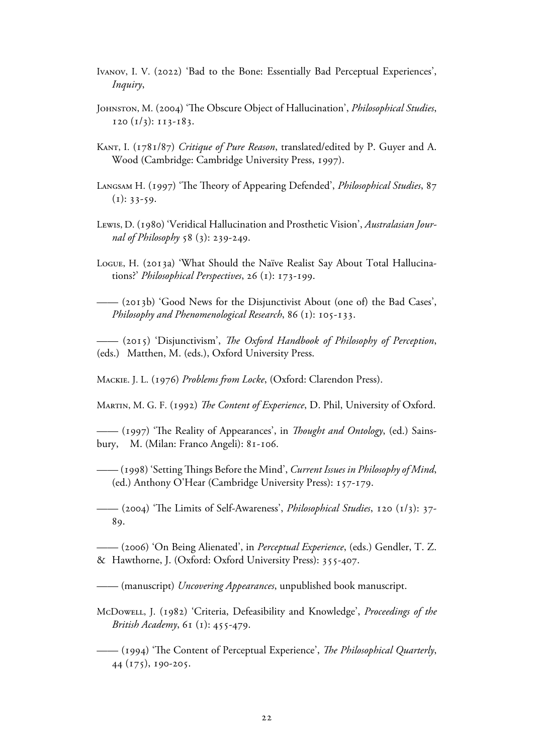Ivanov, I. V. (2022) 'Bad to the Bone: Essentially Bad Perceptual Experiences', *Inquiry*,

Johnston, M. (2004) 'The Obscure Object of Hallucination', *Philosophical Studies*, 120 (1/3): 113-183.

Kant, I. (1781/87) *Critique of Pure Reason*, translated/edited by P. Guyer and A. Wood (Cambridge: Cambridge University Press, 1997).

Langsam H. (1997) 'The Theory of Appearing Defended', *Philosophical Studies*, 87 (1): 33-59.

Lewis, D. (1980) 'Veridical Hallucination and Prosthetic Vision', *Australasian Journal of Philosophy* 58 (3): 239-249.

Logue, H. (2013a) 'What Should the Naïve Realist Say About Total Hallucinations?' *Philosophical Perspectives*, 26 (1): 173-199.

—— (2013b) 'Good News for the Disjunctivist About (one of) the Bad Cases', *Philosophy and Phenomenological Research*, 86 (1): 105-133.

—— (2015) 'Disjunctivism', *The Oxford Handbook of Philosophy of Perception*, (eds.) Matthen, M. (eds.), Oxford University Press.

Mackie. J. L. (1976) *Problems from Locke*, (Oxford: Clarendon Press).

Martin, M. G. F. (1992) *The Content of Experience*, D. Phil, University of Oxford.

—— (1997) 'The Reality of Appearances', in *Thought and Ontology*, (ed.) Sainsbury, M. (Milan: Franco Angeli): 81-106.

—— (1998) 'Setting Things Before the Mind', *Current Issues in Philosophy of Mind*, (ed.) Anthony O'Hear (Cambridge University Press): 157-179.

—— (2004) 'The Limits of Self-Awareness', *Philosophical Studies*, 120 (1/3): 37-89.

—— (2006) 'On Being Alienated', in *Perceptual Experience*, (eds.) Gendler, T. Z. & Hawthorne, J. (Oxford: Oxford University Press): 355-407.

—— (manuscript) *Uncovering Appearances*, unpublished book manuscript.

McDowell, J. (1982) 'Criteria, Defeasibility and Knowledge', *Proceedings of the British Academy*, 61 (1): 455-479.

—— (1994) 'The Content of Perceptual Experience', *The Philosophical Quarterly*, 44 (175), 190-205.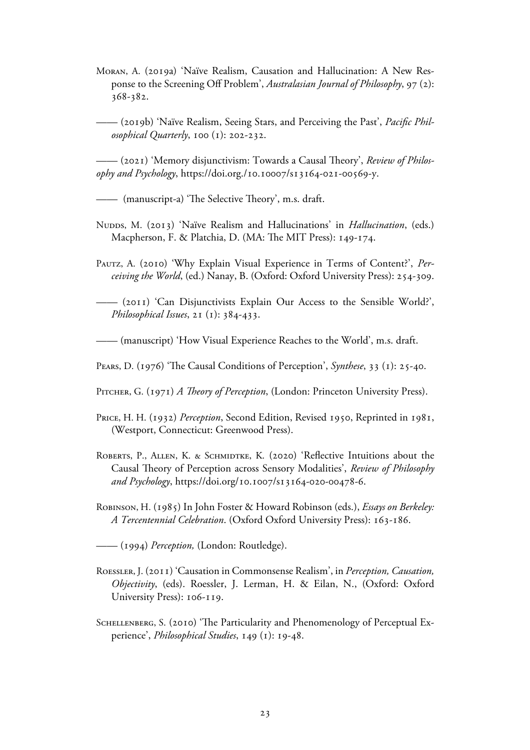Moran, A. (2019a) 'Naïve Realism, Causation and Hallucination: A New Response to the Screening Off Problem', *Australasian Journal of Philosophy*, 97 (2): 368-382.

—— (2019b) 'Naïve Realism, Seeing Stars, and Perceiving the Past', *Pacific Philosophical Quarterly*, 100 (1): 202-232.

—— (2021) 'Memory disjunctivism: Towards a Causal Theory', *Review of Philosophy and Psychology*, https://doi.org./10.10007/s13164-021-00569-y.

—— (manuscript-a) 'The Selective Theory', m.s. draft.

Nudds, M. (2013) 'Naïve Realism and Hallucinations' in *Hallucination*, (eds.) Macpherson, F. & Platchia, D. (MA: The MIT Press): 149-174.

Pautz, A. (2010) 'Why Explain Visual Experience in Terms of Content?', *Perceiving the World*, (ed.) Nanay, B. (Oxford: Oxford University Press): 254-309.

—— (2011) 'Can Disjunctivists Explain Our Access to the Sensible World?', *Philosophical Issues*, 21 (1): 384-433.

—— (manuscript) 'How Visual Experience Reaches to the World', m.s. draft.

Pears, D. (1976) 'The Causal Conditions of Perception', *Synthese*, 33 (1): 25-40.

Pitcher, G. (1971) *A Theory of Perception*, (London: Princeton University Press).

Price, H. H. (1932) *Perception*, Second Edition, Revised 1950, Reprinted in 1981, (Westport, Connecticut: Greenwood Press).

Roberts, P., Allen, K. & Schmidtke, K. (2020) 'Reflective Intuitions about the Causal Theory of Perception across Sensory Modalities', *Review of Philosophy and Psychology*, https://doi.org/10.1007/s13164-020-00478-6.

Robinson, H. (1985) In John Foster & Howard Robinson (eds.), *Essays on Berkeley: A Tercentennial Celebration*. (Oxford Oxford University Press): 163-186.

—— (1994) *Perception,* (London: Routledge).

Roessler, J. (2011) 'Causation in Commonsense Realism', in *Perception, Causation, Objectivity*, (eds). Roessler, J. Lerman, H. & Eilan, N., (Oxford: Oxford University Press): 106-119.

Schellenberg, S. (2010) 'The Particularity and Phenomenology of Perceptual Experience', *Philosophical Studies*, 149 (1): 19-48.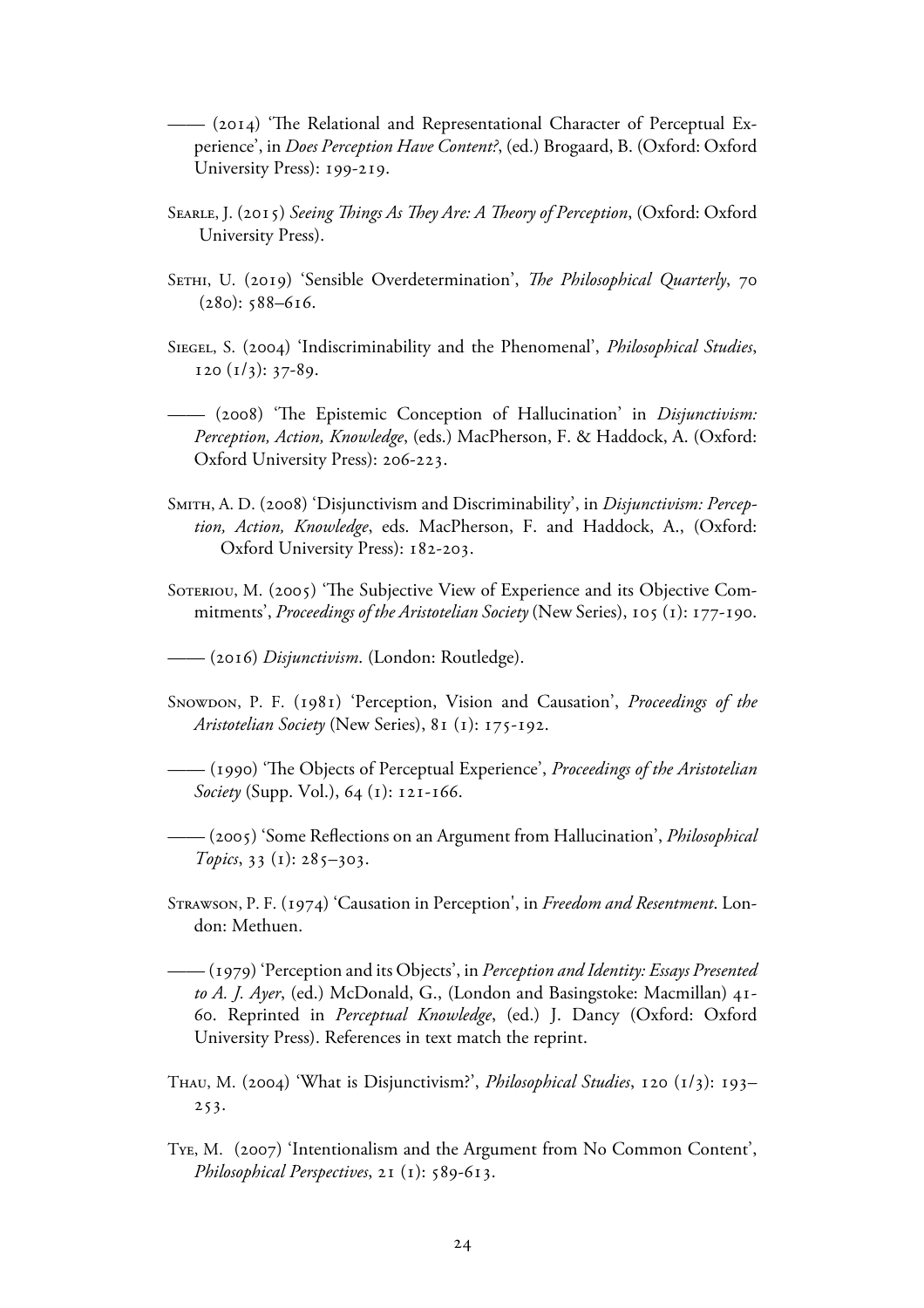—— (2014) 'The Relational and Representational Character of Perceptual Experience', in *Does Perception Have Content?*, (ed.) Brogaard, B. (Oxford: Oxford University Press): 199-219.

Searle, J. (2015) *Seeing Things As They Are: A Theory of Perception*, (Oxford: Oxford University Press).

Sethi, U. (2019) 'Sensible Overdetermination', *The Philosophical Quarterly*, 70 (280): 588–616.

Siegel, S. (2004) 'Indiscriminability and the Phenomenal', *Philosophical Studies*, 120 (1/3): 37-89.

—— (2008) 'The Epistemic Conception of Hallucination' in *Disjunctivism: Perception, Action, Knowledge*, (eds.) MacPherson, F. & Haddock, A. (Oxford: Oxford University Press): 206-223.

Smith, A. D. (2008) 'Disjunctivism and Discriminability', in *Disjunctivism: Perception, Action, Knowledge*, eds. MacPherson, F. and Haddock, A., (Oxford: Oxford University Press): 182-203.

Soteriou, M. (2005) 'The Subjective View of Experience and its Objective Commitments', *Proceedings of the Aristotelian Society* (New Series), 105 (1): 177-190.

—— (2016) *Disjunctivism*. (London: Routledge).

Snowdon, P. F. (1981) 'Perception, Vision and Causation', *Proceedings of the Aristotelian Society* (New Series), 81 (1): 175-192.

—— (1990) 'The Objects of Perceptual Experience', *Proceedings of the Aristotelian Society* (Supp. Vol.), 64 (1): 121-166.

—— (2005) 'Some Reflections on an Argument from Hallucination', *Philosophical Topics*, 33 (1): 285–303.

Strawson, P. F. (1974) 'Causation in Perception', in *Freedom and Resentment*. London: Methuen.

—— (1979) 'Perception and its Objects', in *Perception and Identity: Essays Presented to A. J. Ayer*, (ed.) McDonald, G., (London and Basingstoke: Macmillan) 41-60. Reprinted in *Perceptual Knowledge*, (ed.) J. Dancy (Oxford: Oxford University Press). References in text match the reprint.

Thau, M. (2004) 'What is Disjunctivism?', *Philosophical Studies*, 120 (1/3): 193–253.

Tye, M. (2007) 'Intentionalism and the Argument from No Common Content', *Philosophical Perspectives*, 21 (1): 589-613.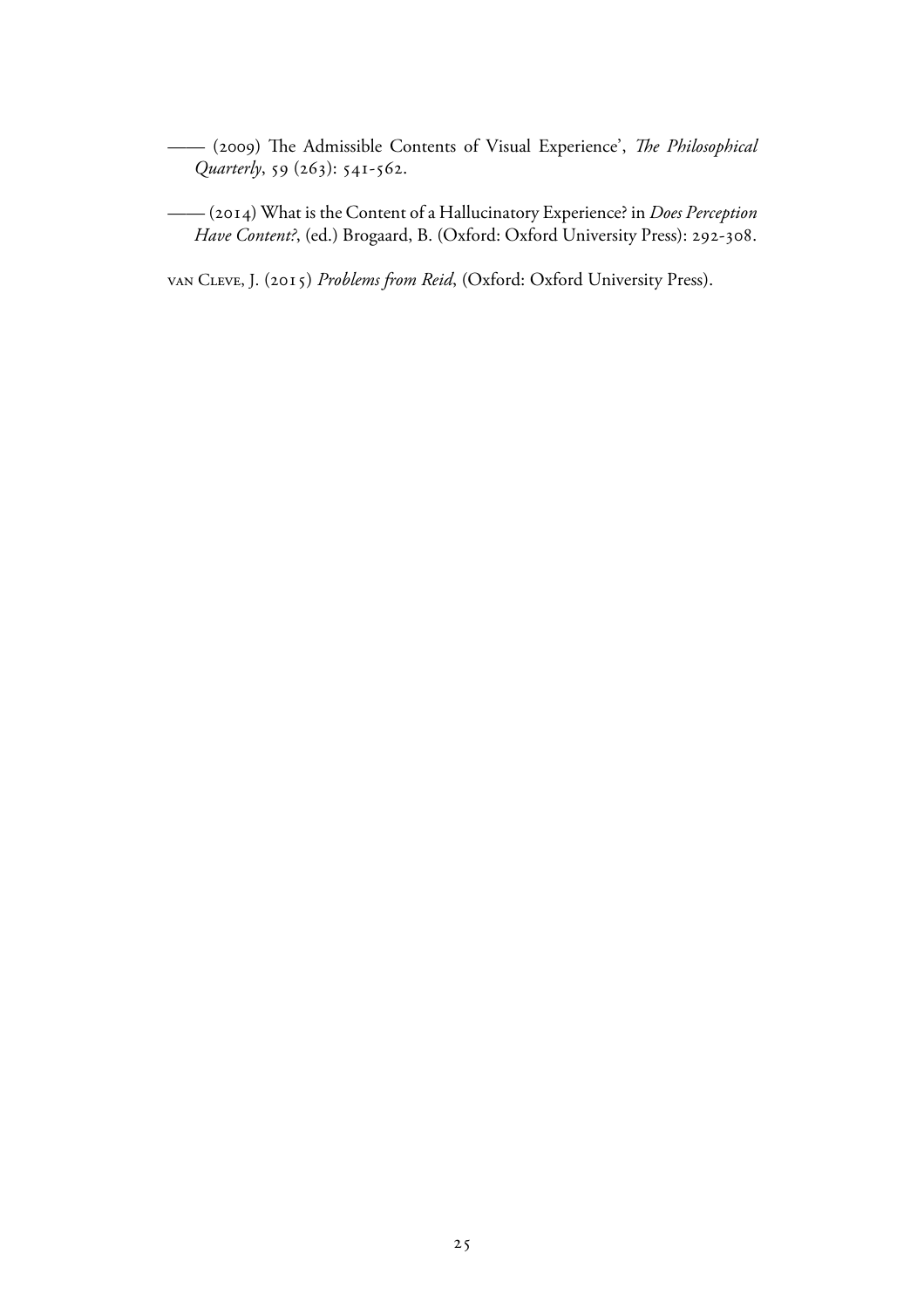—— (2009) The Admissible Contents of Visual Experience', *The Philosophical Quarterly*, 59 (263): 541-562.

—— (2014) What is the Content of a Hallucinatory Experience? in *Does Perception Have Content?*, (ed.) Brogaard, B. (Oxford: Oxford University Press): 292-308.

van Cleve, J. (2015) *Problems from Reid*, (Oxford: Oxford University Press).